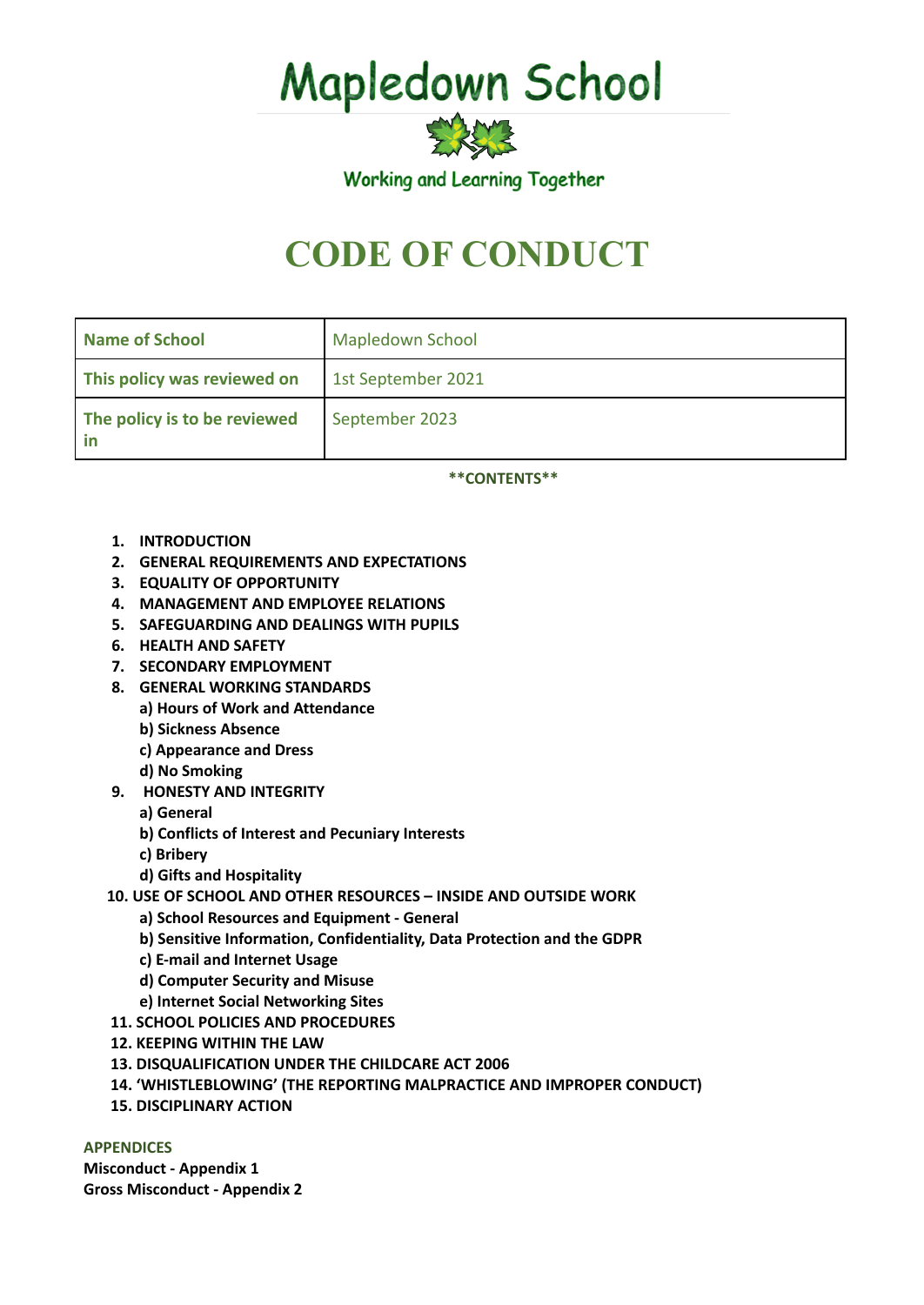# Mapledown School

Working and Learning Together

# CODE OF CONDUCT

| Name of School | Mapledown School |
|---|---|
| This policy was reviewed on | 1st September 2021 |
| The policy is to be reviewed in | September 2023 |

**CONTENTS**

1. **INTRODUCTION**
2. **GENERAL REQUIREMENTS AND EXPECTATIONS**
3. **EQUALITY OF OPPORTUNITY**
4. **MANAGEMENT AND EMPLOYEE RELATIONS**
5. **SAFEGUARDING AND DEALINGS WITH PUPILS**
6. **HEALTH AND SAFETY**
7. **SECONDARY EMPLOYMENT**
8. **GENERAL WORKING STANDARDS**
   - **a) Hours of Work and Attendance**
   - **b) Sickness Absence**
   - **c) Appearance and Dress**
   - **d) No Smoking**
9. **HONESTY AND INTEGRITY**
   - **a) General**
   - **b) Conflicts of Interest and Pecuniary Interests**
   - **c) Bribery**
   - **d) Gifts and Hospitality**
10. **USE OF SCHOOL AND OTHER RESOURCES – INSIDE AND OUTSIDE WORK**
    - **a) School Resources and Equipment - General**
    - **b) Sensitive Information, Confidentiality, Data Protection and the GDPR**
    - **c) E-mail and Internet Usage**
    - **d) Computer Security and Misuse**
    - **e) Internet Social Networking Sites**
11. **SCHOOL POLICIES AND PROCEDURES**
12. **KEEPING WITHIN THE LAW**
13. **DISQUALIFICATION UNDER THE CHILDCARE ACT 2006**
14. **'WHISTLEBLOWING' (THE REPORTING MALPRACTICE AND IMPROPER CONDUCT)**
15. **DISCIPLINARY ACTION**

**APPENDICES**

**Misconduct - Appendix 1**

**Gross Misconduct - Appendix 2**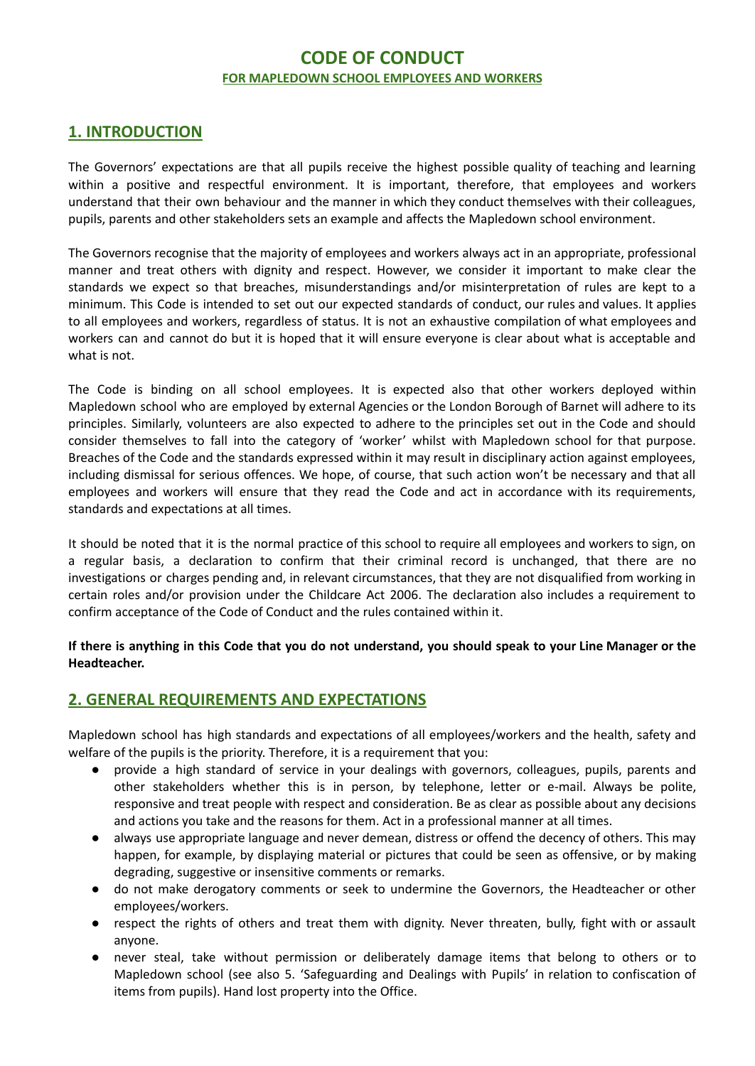# CODE OF CONDUCT

**FOR MAPLEDOWN SCHOOL EMPLOYEES AND WORKERS**

## 1. INTRODUCTION

The Governors' expectations are that all pupils receive the highest possible quality of teaching and learning within a positive and respectful environment. It is important, therefore, that employees and workers understand that their own behaviour and the manner in which they conduct themselves with their colleagues, pupils, parents and other stakeholders sets an example and affects the Mapledown school environment.

The Governors recognise that the majority of employees and workers always act in an appropriate, professional manner and treat others with dignity and respect. However, we consider it important to make clear the standards we expect so that breaches, misunderstandings and/or misinterpretation of rules are kept to a minimum. This Code is intended to set out our expected standards of conduct, our rules and values. It applies to all employees and workers, regardless of status. It is not an exhaustive compilation of what employees and workers can and cannot do but it is hoped that it will ensure everyone is clear about what is acceptable and what is not.

The Code is binding on all school employees. It is expected also that other workers deployed within Mapledown school who are employed by external Agencies or the London Borough of Barnet will adhere to its principles. Similarly, volunteers are also expected to adhere to the principles set out in the Code and should consider themselves to fall into the category of 'worker' whilst with Mapledown school for that purpose. Breaches of the Code and the standards expressed within it may result in disciplinary action against employees, including dismissal for serious offences. We hope, of course, that such action won't be necessary and that all employees and workers will ensure that they read the Code and act in accordance with its requirements, standards and expectations at all times.

It should be noted that it is the normal practice of this school to require all employees and workers to sign, on a regular basis, a declaration to confirm that their criminal record is unchanged, that there are no investigations or charges pending and, in relevant circumstances, that they are not disqualified from working in certain roles and/or provision under the Childcare Act 2006. The declaration also includes a requirement to confirm acceptance of the Code of Conduct and the rules contained within it.

**If there is anything in this Code that you do not understand, you should speak to your Line Manager or the Headteacher.**

## 2. GENERAL REQUIREMENTS AND EXPECTATIONS

Mapledown school has high standards and expectations of all employees/workers and the health, safety and welfare of the pupils is the priority. Therefore, it is a requirement that you:

- provide a high standard of service in your dealings with governors, colleagues, pupils, parents and other stakeholders whether this is in person, by telephone, letter or e-mail. Always be polite, responsive and treat people with respect and consideration. Be as clear as possible about any decisions and actions you take and the reasons for them. Act in a professional manner at all times.
- always use appropriate language and never demean, distress or offend the decency of others. This may happen, for example, by displaying material or pictures that could be seen as offensive, or by making degrading, suggestive or insensitive comments or remarks.
- do not make derogatory comments or seek to undermine the Governors, the Headteacher or other employees/workers.
- respect the rights of others and treat them with dignity. Never threaten, bully, fight with or assault anyone.
- never steal, take without permission or deliberately damage items that belong to others or to Mapledown school (see also 5. 'Safeguarding and Dealings with Pupils' in relation to confiscation of items from pupils). Hand lost property into the Office.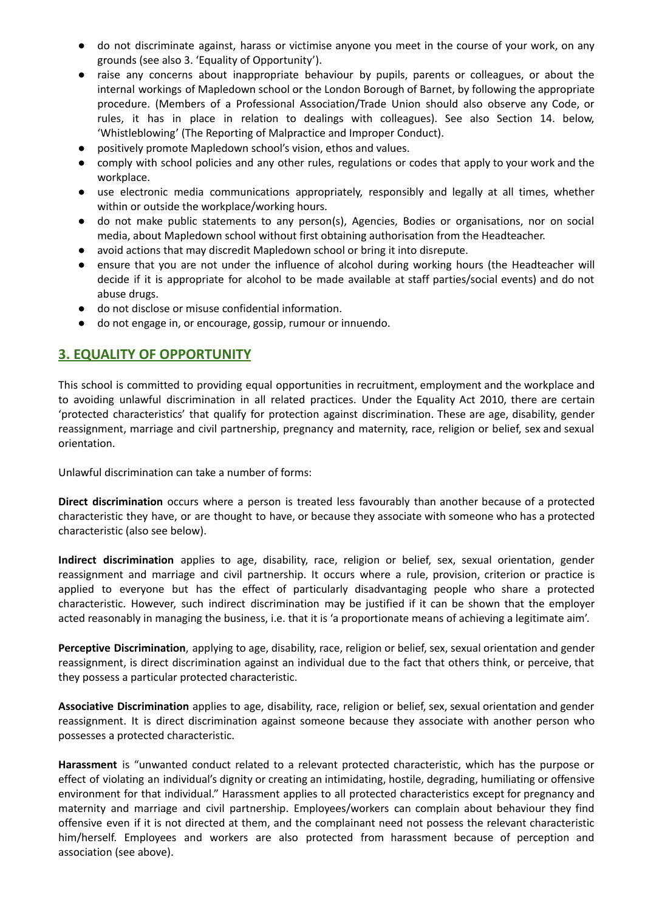- do not discriminate against, harass or victimise anyone you meet in the course of your work, on any grounds (see also 3. 'Equality of Opportunity').
- raise any concerns about inappropriate behaviour by pupils, parents or colleagues, or about the internal workings of Mapledown school or the London Borough of Barnet, by following the appropriate procedure. (Members of a Professional Association/Trade Union should also observe any Code, or rules, it has in place in relation to dealings with colleagues). See also Section 14. below, 'Whistleblowing' (The Reporting of Malpractice and Improper Conduct).
- positively promote Mapledown school's vision, ethos and values.
- comply with school policies and any other rules, regulations or codes that apply to your work and the workplace.
- use electronic media communications appropriately, responsibly and legally at all times, whether within or outside the workplace/working hours.
- do not make public statements to any person(s), Agencies, Bodies or organisations, nor on social media, about Mapledown school without first obtaining authorisation from the Headteacher.
- avoid actions that may discredit Mapledown school or bring it into disrepute.
- ensure that you are not under the influence of alcohol during working hours (the Headteacher will decide if it is appropriate for alcohol to be made available at staff parties/social events) and do not abuse drugs.
- do not disclose or misuse confidential information.
- do not engage in, or encourage, gossip, rumour or innuendo.

## 3. EQUALITY OF OPPORTUNITY

This school is committed to providing equal opportunities in recruitment, employment and the workplace and to avoiding unlawful discrimination in all related practices. Under the Equality Act 2010, there are certain 'protected characteristics' that qualify for protection against discrimination. These are age, disability, gender reassignment, marriage and civil partnership, pregnancy and maternity, race, religion or belief, sex and sexual orientation.

Unlawful discrimination can take a number of forms:

**Direct discrimination** occurs where a person is treated less favourably than another because of a protected characteristic they have, or are thought to have, or because they associate with someone who has a protected characteristic (also see below).

**Indirect discrimination** applies to age, disability, race, religion or belief, sex, sexual orientation, gender reassignment and marriage and civil partnership. It occurs where a rule, provision, criterion or practice is applied to everyone but has the effect of particularly disadvantaging people who share a protected characteristic. However, such indirect discrimination may be justified if it can be shown that the employer acted reasonably in managing the business, i.e. that it is 'a proportionate means of achieving a legitimate aim'.

**Perceptive Discrimination**, applying to age, disability, race, religion or belief, sex, sexual orientation and gender reassignment, is direct discrimination against an individual due to the fact that others think, or perceive, that they possess a particular protected characteristic.

**Associative Discrimination** applies to age, disability, race, religion or belief, sex, sexual orientation and gender reassignment. It is direct discrimination against someone because they associate with another person who possesses a protected characteristic.

**Harassment** is "unwanted conduct related to a relevant protected characteristic, which has the purpose or effect of violating an individual's dignity or creating an intimidating, hostile, degrading, humiliating or offensive environment for that individual." Harassment applies to all protected characteristics except for pregnancy and maternity and marriage and civil partnership. Employees/workers can complain about behaviour they find offensive even if it is not directed at them, and the complainant need not possess the relevant characteristic him/herself. Employees and workers are also protected from harassment because of perception and association (see above).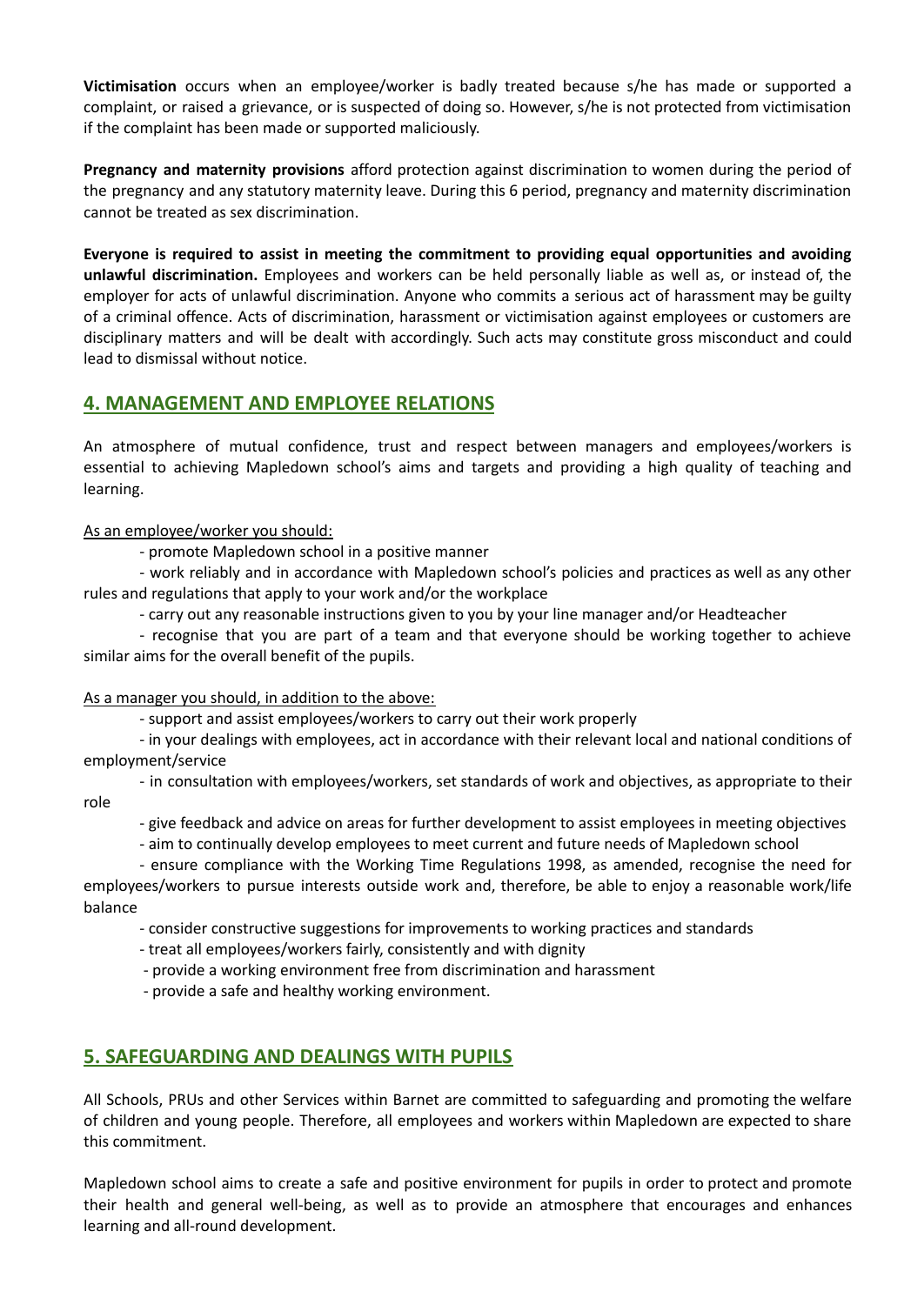**Victimisation** occurs when an employee/worker is badly treated because s/he has made or supported a complaint, or raised a grievance, or is suspected of doing so. However, s/he is not protected from victimisation if the complaint has been made or supported maliciously.

**Pregnancy and maternity provisions** afford protection against discrimination to women during the period of the pregnancy and any statutory maternity leave. During this 6 period, pregnancy and maternity discrimination cannot be treated as sex discrimination.

**Everyone is required to assist in meeting the commitment to providing equal opportunities and avoiding unlawful discrimination.** Employees and workers can be held personally liable as well as, or instead of, the employer for acts of unlawful discrimination. Anyone who commits a serious act of harassment may be guilty of a criminal offence. Acts of discrimination, harassment or victimisation against employees or customers are disciplinary matters and will be dealt with accordingly. Such acts may constitute gross misconduct and could lead to dismissal without notice.

## 4. MANAGEMENT AND EMPLOYEE RELATIONS

An atmosphere of mutual confidence, trust and respect between managers and employees/workers is essential to achieving Mapledown school's aims and targets and providing a high quality of teaching and learning.

As an employee/worker you should:

- promote Mapledown school in a positive manner
- work reliably and in accordance with Mapledown school's policies and practices as well as any other rules and regulations that apply to your work and/or the workplace
- carry out any reasonable instructions given to you by your line manager and/or Headteacher
- recognise that you are part of a team and that everyone should be working together to achieve similar aims for the overall benefit of the pupils.

As a manager you should, in addition to the above:

- support and assist employees/workers to carry out their work properly
- in your dealings with employees, act in accordance with their relevant local and national conditions of employment/service
- in consultation with employees/workers, set standards of work and objectives, as appropriate to their role
- give feedback and advice on areas for further development to assist employees in meeting objectives
- aim to continually develop employees to meet current and future needs of Mapledown school
- ensure compliance with the Working Time Regulations 1998, as amended, recognise the need for employees/workers to pursue interests outside work and, therefore, be able to enjoy a reasonable work/life balance
- consider constructive suggestions for improvements to working practices and standards
- treat all employees/workers fairly, consistently and with dignity
- provide a working environment free from discrimination and harassment
- provide a safe and healthy working environment.

## 5. SAFEGUARDING AND DEALINGS WITH PUPILS

All Schools, PRUs and other Services within Barnet are committed to safeguarding and promoting the welfare of children and young people. Therefore, all employees and workers within Mapledown are expected to share this commitment.

Mapledown school aims to create a safe and positive environment for pupils in order to protect and promote their health and general well-being, as well as to provide an atmosphere that encourages and enhances learning and all-round development.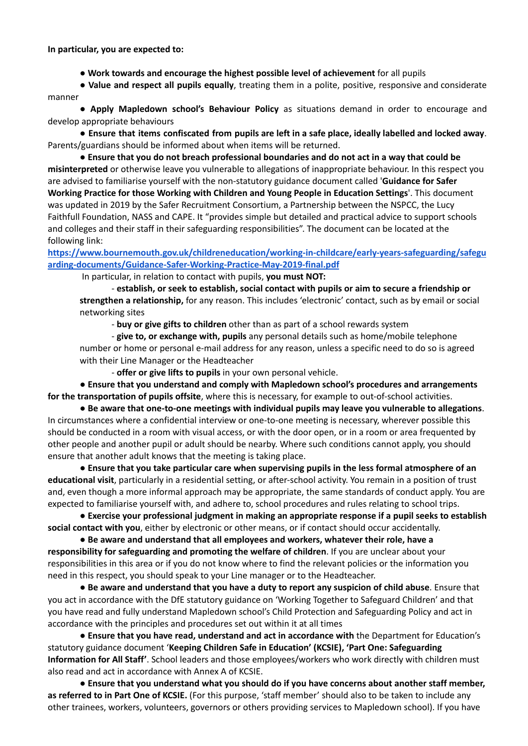**In particular, you are expected to:**

- **Work towards and encourage the highest possible level of achievement** for all pupils
- **Value and respect all pupils equally**, treating them in a polite, positive, responsive and considerate manner
- **Apply Mapledown school's Behaviour Policy** as situations demand in order to encourage and develop appropriate behaviours
- **Ensure that items confiscated from pupils are left in a safe place, ideally labelled and locked away**. Parents/guardians should be informed about when items will be returned.
- **Ensure that you do not breach professional boundaries and do not act in a way that could be misinterpreted** or otherwise leave you vulnerable to allegations of inappropriate behaviour. In this respect you are advised to familiarise yourself with the non-statutory guidance document called '**Guidance for Safer Working Practice for those Working with Children and Young People in Education Settings**'. This document was updated in 2019 by the Safer Recruitment Consortium, a Partnership between the NSPCC, the Lucy Faithfull Foundation, NASS and CAPE. It "provides simple but detailed and practical advice to support schools and colleges and their staff in their safeguarding responsibilities". The document can be located at the following link: [https://www.bournemouth.gov.uk/childreneducation/working-in-childcare/early-years-safeguarding/safeguarding-documents/Guidance-Safer-Working-Practice-May-2019-final.pdf](https://www.bournemouth.gov.uk/childreneducation/working-in-childcare/early-years-safeguarding/safeguarding-documents/Guidance-Safer-Working-Practice-May-2019-final.pdf)

  In particular, in relation to contact with pupils, **you must NOT:**

  - **establish, or seek to establish, social contact with pupils or aim to secure a friendship or strengthen a relationship,** for any reason. This includes 'electronic' contact, such as by email or social networking sites
  - **buy or give gifts to children** other than as part of a school rewards system
  - **give to, or exchange with, pupils** any personal details such as home/mobile telephone number or home or personal e-mail address for any reason, unless a specific need to do so is agreed with their Line Manager or the Headteacher
  - **offer or give lifts to pupils** in your own personal vehicle.
- **Ensure that you understand and comply with Mapledown school's procedures and arrangements for the transportation of pupils offsite**, where this is necessary, for example to out-of-school activities.
- **Be aware that one-to-one meetings with individual pupils may leave you vulnerable to allegations**. In circumstances where a confidential interview or one-to-one meeting is necessary, wherever possible this should be conducted in a room with visual access, or with the door open, or in a room or area frequented by other people and another pupil or adult should be nearby. Where such conditions cannot apply, you should ensure that another adult knows that the meeting is taking place.
- **Ensure that you take particular care when supervising pupils in the less formal atmosphere of an educational visit**, particularly in a residential setting, or after-school activity. You remain in a position of trust and, even though a more informal approach may be appropriate, the same standards of conduct apply. You are expected to familiarise yourself with, and adhere to, school procedures and rules relating to school trips.
- **Exercise your professional judgment in making an appropriate response if a pupil seeks to establish social contact with you**, either by electronic or other means, or if contact should occur accidentally.
- **Be aware and understand that all employees and workers, whatever their role, have a responsibility for safeguarding and promoting the welfare of children**. If you are unclear about your responsibilities in this area or if you do not know where to find the relevant policies or the information you need in this respect, you should speak to your Line manager or to the Headteacher.
- **Be aware and understand that you have a duty to report any suspicion of child abuse**. Ensure that you act in accordance with the DfE statutory guidance on 'Working Together to Safeguard Children' and that you have read and fully understand Mapledown school's Child Protection and Safeguarding Policy and act in accordance with the principles and procedures set out within it at all times
- **Ensure that you have read, understand and act in accordance with** the Department for Education's statutory guidance document '**Keeping Children Safe in Education' (KCSIE), 'Part One: Safeguarding Information for All Staff'**. School leaders and those employees/workers who work directly with children must also read and act in accordance with Annex A of KCSIE.
- **Ensure that you understand what you should do if you have concerns about another staff member, as referred to in Part One of KCSIE.** (For this purpose, 'staff member' should also to be taken to include any other trainees, workers, volunteers, governors or others providing services to Mapledown school). If you have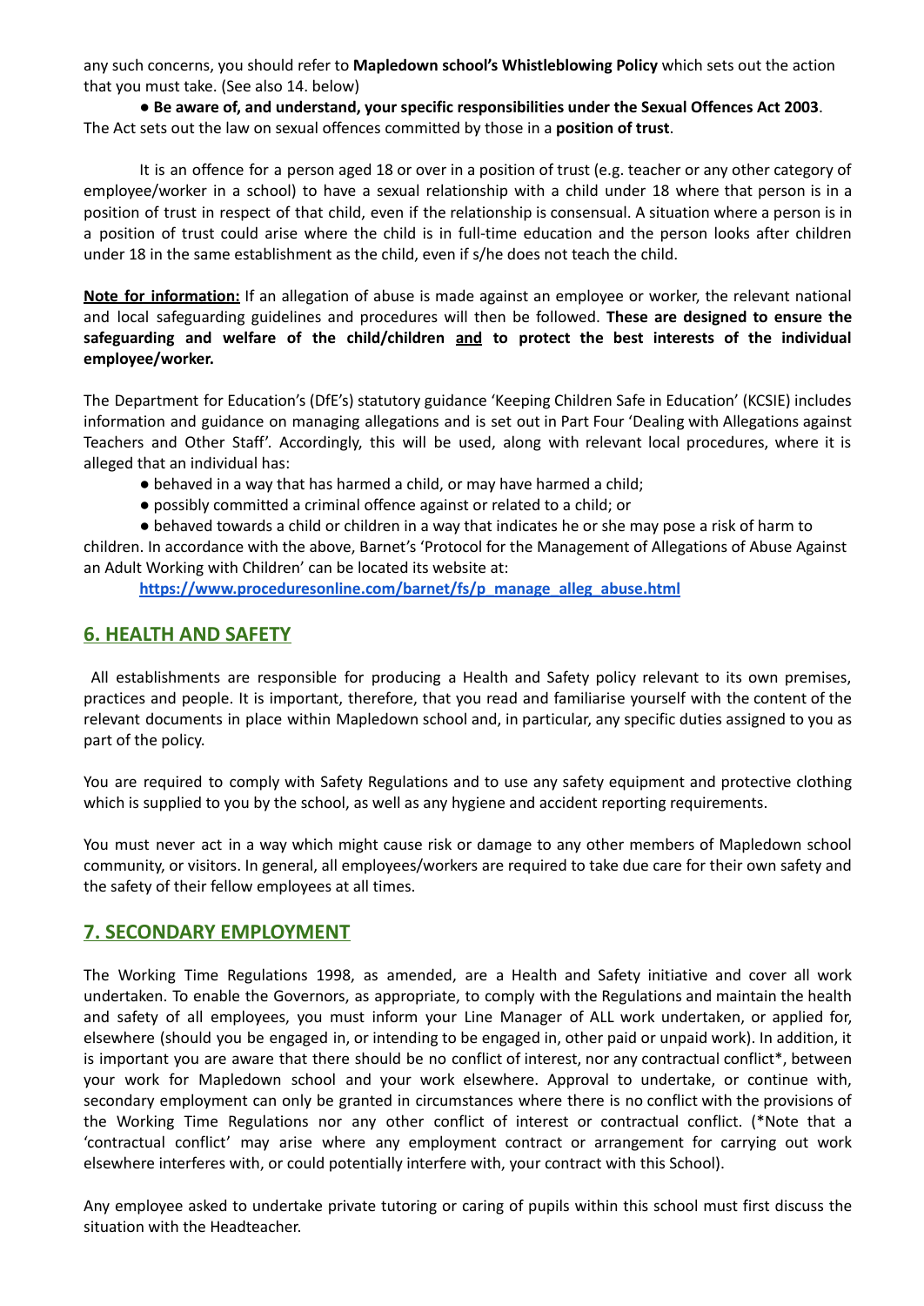any such concerns, you should refer to **Mapledown school's Whistleblowing Policy** which sets out the action that you must take. (See also 14. below)

● **Be aware of, and understand, your specific responsibilities under the Sexual Offences Act 2003**. The Act sets out the law on sexual offences committed by those in a **position of trust**.

It is an offence for a person aged 18 or over in a position of trust (e.g. teacher or any other category of employee/worker in a school) to have a sexual relationship with a child under 18 where that person is in a position of trust in respect of that child, even if the relationship is consensual. A situation where a person is in a position of trust could arise where the child is in full-time education and the person looks after children under 18 in the same establishment as the child, even if s/he does not teach the child.

**Note for information:** If an allegation of abuse is made against an employee or worker, the relevant national and local safeguarding guidelines and procedures will then be followed. **These are designed to ensure the safeguarding and welfare of the child/children and to protect the best interests of the individual employee/worker.**

The Department for Education's (DfE's) statutory guidance 'Keeping Children Safe in Education' (KCSIE) includes information and guidance on managing allegations and is set out in Part Four 'Dealing with Allegations against Teachers and Other Staff'. Accordingly, this will be used, along with relevant local procedures, where it is alleged that an individual has:

- behaved in a way that has harmed a child, or may have harmed a child;
- possibly committed a criminal offence against or related to a child; or
- behaved towards a child or children in a way that indicates he or she may pose a risk of harm to children. In accordance with the above, Barnet's 'Protocol for the Management of Allegations of Abuse Against an Adult Working with Children' can be located its website at:

**https://www.proceduresonline.com/barnet/fs/p_manage_alleg_abuse.html**

## 6. HEALTH AND SAFETY

All establishments are responsible for producing a Health and Safety policy relevant to its own premises, practices and people. It is important, therefore, that you read and familiarise yourself with the content of the relevant documents in place within Mapledown school and, in particular, any specific duties assigned to you as part of the policy.

You are required to comply with Safety Regulations and to use any safety equipment and protective clothing which is supplied to you by the school, as well as any hygiene and accident reporting requirements.

You must never act in a way which might cause risk or damage to any other members of Mapledown school community, or visitors. In general, all employees/workers are required to take due care for their own safety and the safety of their fellow employees at all times.

## 7. SECONDARY EMPLOYMENT

The Working Time Regulations 1998, as amended, are a Health and Safety initiative and cover all work undertaken. To enable the Governors, as appropriate, to comply with the Regulations and maintain the health and safety of all employees, you must inform your Line Manager of ALL work undertaken, or applied for, elsewhere (should you be engaged in, or intending to be engaged in, other paid or unpaid work). In addition, it is important you are aware that there should be no conflict of interest, nor any contractual conflict*, between your work for Mapledown school and your work elsewhere. Approval to undertake, or continue with, secondary employment can only be granted in circumstances where there is no conflict with the provisions of the Working Time Regulations nor any other conflict of interest or contractual conflict. (*Note that a 'contractual conflict' may arise where any employment contract or arrangement for carrying out work elsewhere interferes with, or could potentially interfere with, your contract with this School).

Any employee asked to undertake private tutoring or caring of pupils within this school must first discuss the situation with the Headteacher.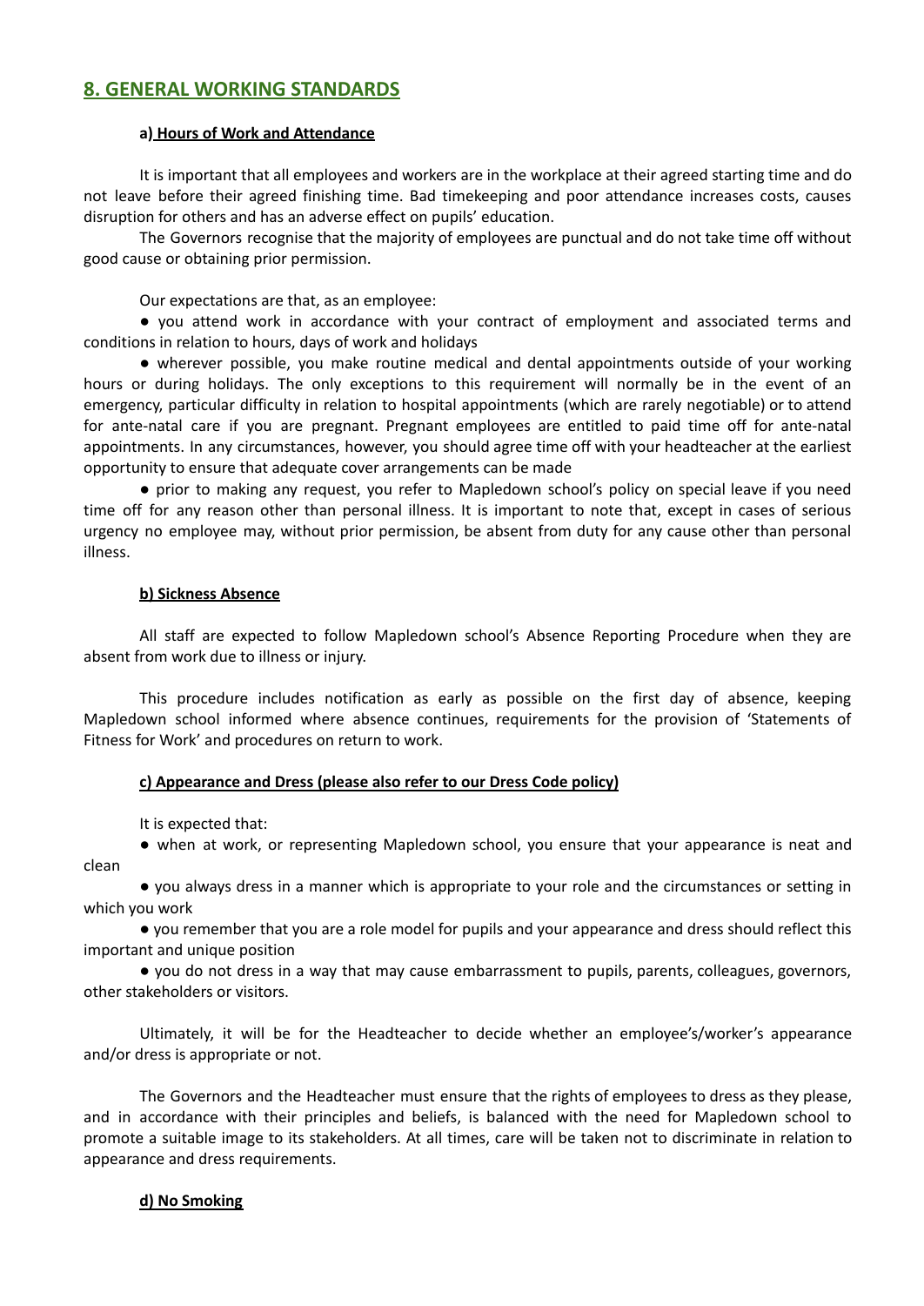## 8. GENERAL WORKING STANDARDS

### a) Hours of Work and Attendance

It is important that all employees and workers are in the workplace at their agreed starting time and do not leave before their agreed finishing time. Bad timekeeping and poor attendance increases costs, causes disruption for others and has an adverse effect on pupils' education.

The Governors recognise that the majority of employees are punctual and do not take time off without good cause or obtaining prior permission.

Our expectations are that, as an employee:

- you attend work in accordance with your contract of employment and associated terms and conditions in relation to hours, days of work and holidays
- wherever possible, you make routine medical and dental appointments outside of your working hours or during holidays. The only exceptions to this requirement will normally be in the event of an emergency, particular difficulty in relation to hospital appointments (which are rarely negotiable) or to attend for ante-natal care if you are pregnant. Pregnant employees are entitled to paid time off for ante-natal appointments. In any circumstances, however, you should agree time off with your headteacher at the earliest opportunity to ensure that adequate cover arrangements can be made
- prior to making any request, you refer to Mapledown school's policy on special leave if you need time off for any reason other than personal illness. It is important to note that, except in cases of serious urgency no employee may, without prior permission, be absent from duty for any cause other than personal illness.

### b) Sickness Absence

All staff are expected to follow Mapledown school's Absence Reporting Procedure when they are absent from work due to illness or injury.

This procedure includes notification as early as possible on the first day of absence, keeping Mapledown school informed where absence continues, requirements for the provision of 'Statements of Fitness for Work' and procedures on return to work.

### c) Appearance and Dress (please also refer to our Dress Code policy)

It is expected that:

- when at work, or representing Mapledown school, you ensure that your appearance is neat and clean
- you always dress in a manner which is appropriate to your role and the circumstances or setting in which you work
- you remember that you are a role model for pupils and your appearance and dress should reflect this important and unique position
- you do not dress in a way that may cause embarrassment to pupils, parents, colleagues, governors, other stakeholders or visitors.

Ultimately, it will be for the Headteacher to decide whether an employee's/worker's appearance and/or dress is appropriate or not.

The Governors and the Headteacher must ensure that the rights of employees to dress as they please, and in accordance with their principles and beliefs, is balanced with the need for Mapledown school to promote a suitable image to its stakeholders. At all times, care will be taken not to discriminate in relation to appearance and dress requirements.

### d) No Smoking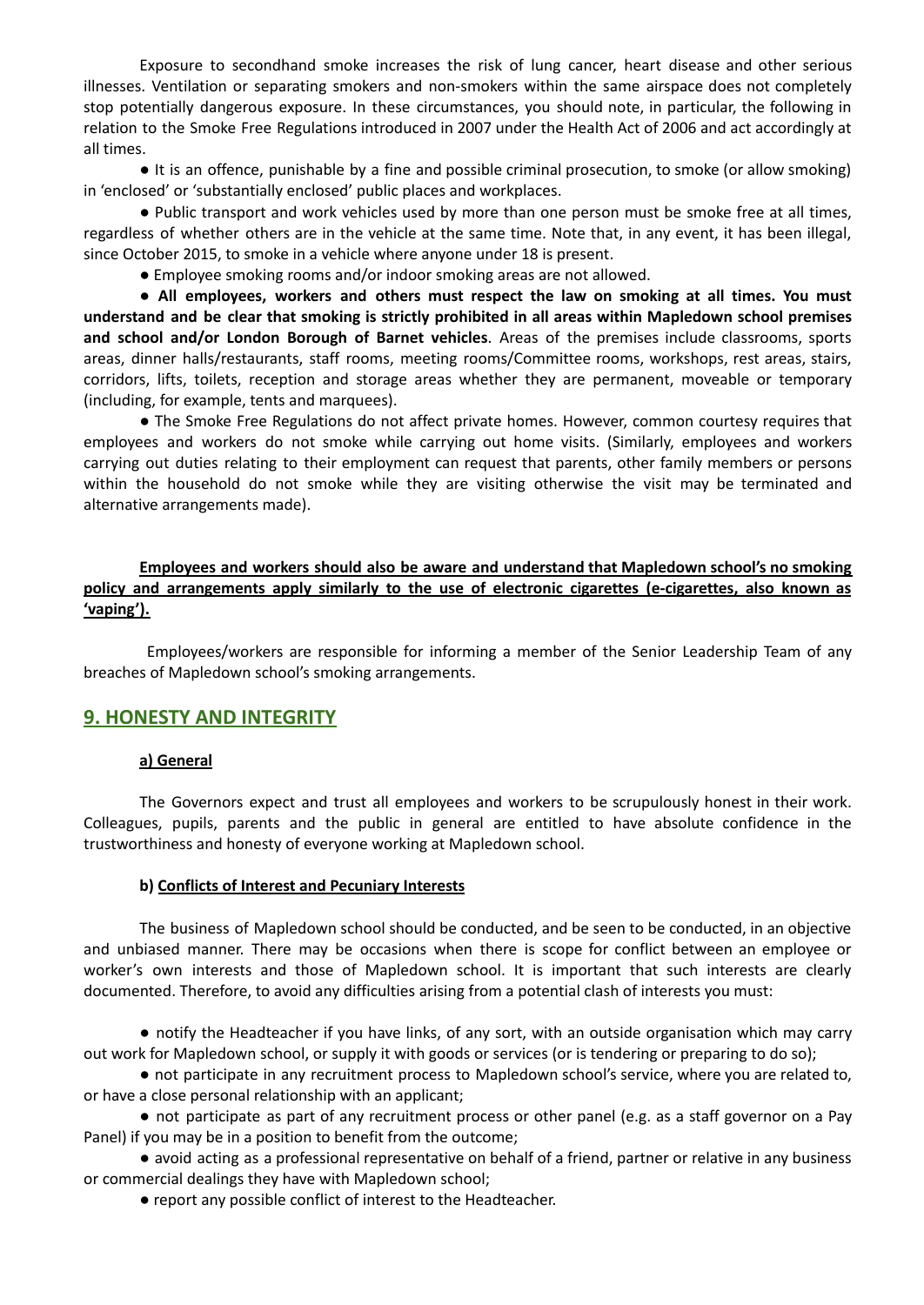Exposure to secondhand smoke increases the risk of lung cancer, heart disease and other serious illnesses. Ventilation or separating smokers and non-smokers within the same airspace does not completely stop potentially dangerous exposure. In these circumstances, you should note, in particular, the following in relation to the Smoke Free Regulations introduced in 2007 under the Health Act of 2006 and act accordingly at all times.

- It is an offence, punishable by a fine and possible criminal prosecution, to smoke (or allow smoking) in 'enclosed' or 'substantially enclosed' public places and workplaces.
- Public transport and work vehicles used by more than one person must be smoke free at all times, regardless of whether others are in the vehicle at the same time. Note that, in any event, it has been illegal, since October 2015, to smoke in a vehicle where anyone under 18 is present.
- Employee smoking rooms and/or indoor smoking areas are not allowed.
- **All employees, workers and others must respect the law on smoking at all times. You must understand and be clear that smoking is strictly prohibited in all areas within Mapledown school premises and school and/or London Borough of Barnet vehicles**. Areas of the premises include classrooms, sports areas, dinner halls/restaurants, staff rooms, meeting rooms/Committee rooms, workshops, rest areas, stairs, corridors, lifts, toilets, reception and storage areas whether they are permanent, moveable or temporary (including, for example, tents and marquees).
- The Smoke Free Regulations do not affect private homes. However, common courtesy requires that employees and workers do not smoke while carrying out home visits. (Similarly, employees and workers carrying out duties relating to their employment can request that parents, other family members or persons within the household do not smoke while they are visiting otherwise the visit may be terminated and alternative arrangements made).

**Employees and workers should also be aware and understand that Mapledown school's no smoking policy and arrangements apply similarly to the use of electronic cigarettes (e-cigarettes, also known as 'vaping').**

Employees/workers are responsible for informing a member of the Senior Leadership Team of any breaches of Mapledown school's smoking arrangements.

## 9. HONESTY AND INTEGRITY

### a) General

The Governors expect and trust all employees and workers to be scrupulously honest in their work. Colleagues, pupils, parents and the public in general are entitled to have absolute confidence in the trustworthiness and honesty of everyone working at Mapledown school.

### b) Conflicts of Interest and Pecuniary Interests

The business of Mapledown school should be conducted, and be seen to be conducted, in an objective and unbiased manner. There may be occasions when there is scope for conflict between an employee or worker's own interests and those of Mapledown school. It is important that such interests are clearly documented. Therefore, to avoid any difficulties arising from a potential clash of interests you must:

- notify the Headteacher if you have links, of any sort, with an outside organisation which may carry out work for Mapledown school, or supply it with goods or services (or is tendering or preparing to do so);
- not participate in any recruitment process to Mapledown school's service, where you are related to, or have a close personal relationship with an applicant;
- not participate as part of any recruitment process or other panel (e.g. as a staff governor on a Pay Panel) if you may be in a position to benefit from the outcome;
- avoid acting as a professional representative on behalf of a friend, partner or relative in any business or commercial dealings they have with Mapledown school;
- report any possible conflict of interest to the Headteacher.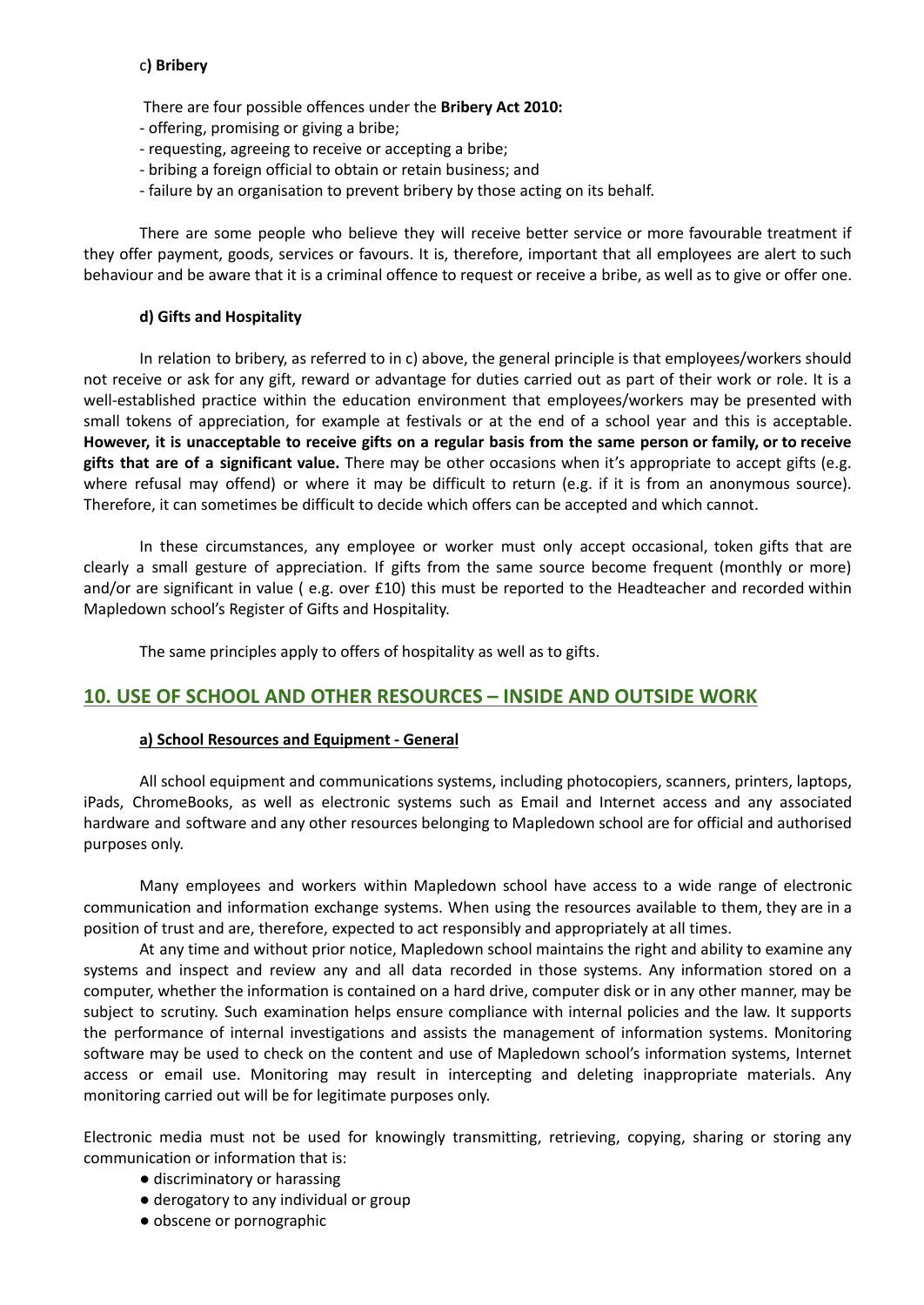#### c) Bribery

There are four possible offences under the **Bribery Act 2010:**

- offering, promising or giving a bribe;
- requesting, agreeing to receive or accepting a bribe;
- bribing a foreign official to obtain or retain business; and
- failure by an organisation to prevent bribery by those acting on its behalf.

There are some people who believe they will receive better service or more favourable treatment if they offer payment, goods, services or favours. It is, therefore, important that all employees are alert to such behaviour and be aware that it is a criminal offence to request or receive a bribe, as well as to give or offer one.

#### d) Gifts and Hospitality

In relation to bribery, as referred to in c) above, the general principle is that employees/workers should not receive or ask for any gift, reward or advantage for duties carried out as part of their work or role. It is a well-established practice within the education environment that employees/workers may be presented with small tokens of appreciation, for example at festivals or at the end of a school year and this is acceptable. **However, it is unacceptable to receive gifts on a regular basis from the same person or family, or to receive gifts that are of a significant value.** There may be other occasions when it's appropriate to accept gifts (e.g. where refusal may offend) or where it may be difficult to return (e.g. if it is from an anonymous source). Therefore, it can sometimes be difficult to decide which offers can be accepted and which cannot.

In these circumstances, any employee or worker must only accept occasional, token gifts that are clearly a small gesture of appreciation. If gifts from the same source become frequent (monthly or more) and/or are significant in value ( e.g. over £10) this must be reported to the Headteacher and recorded within Mapledown school's Register of Gifts and Hospitality.

The same principles apply to offers of hospitality as well as to gifts.

## 10. USE OF SCHOOL AND OTHER RESOURCES – INSIDE AND OUTSIDE WORK

#### a) School Resources and Equipment - General

All school equipment and communications systems, including photocopiers, scanners, printers, laptops, iPads, ChromeBooks, as well as electronic systems such as Email and Internet access and any associated hardware and software and any other resources belonging to Mapledown school are for official and authorised purposes only.

Many employees and workers within Mapledown school have access to a wide range of electronic communication and information exchange systems. When using the resources available to them, they are in a position of trust and are, therefore, expected to act responsibly and appropriately at all times.

At any time and without prior notice, Mapledown school maintains the right and ability to examine any systems and inspect and review any and all data recorded in those systems. Any information stored on a computer, whether the information is contained on a hard drive, computer disk or in any other manner, may be subject to scrutiny. Such examination helps ensure compliance with internal policies and the law. It supports the performance of internal investigations and assists the management of information systems. Monitoring software may be used to check on the content and use of Mapledown school's information systems, Internet access or email use. Monitoring may result in intercepting and deleting inappropriate materials. Any monitoring carried out will be for legitimate purposes only.

Electronic media must not be used for knowingly transmitting, retrieving, copying, sharing or storing any communication or information that is:

- discriminatory or harassing
- derogatory to any individual or group
- obscene or pornographic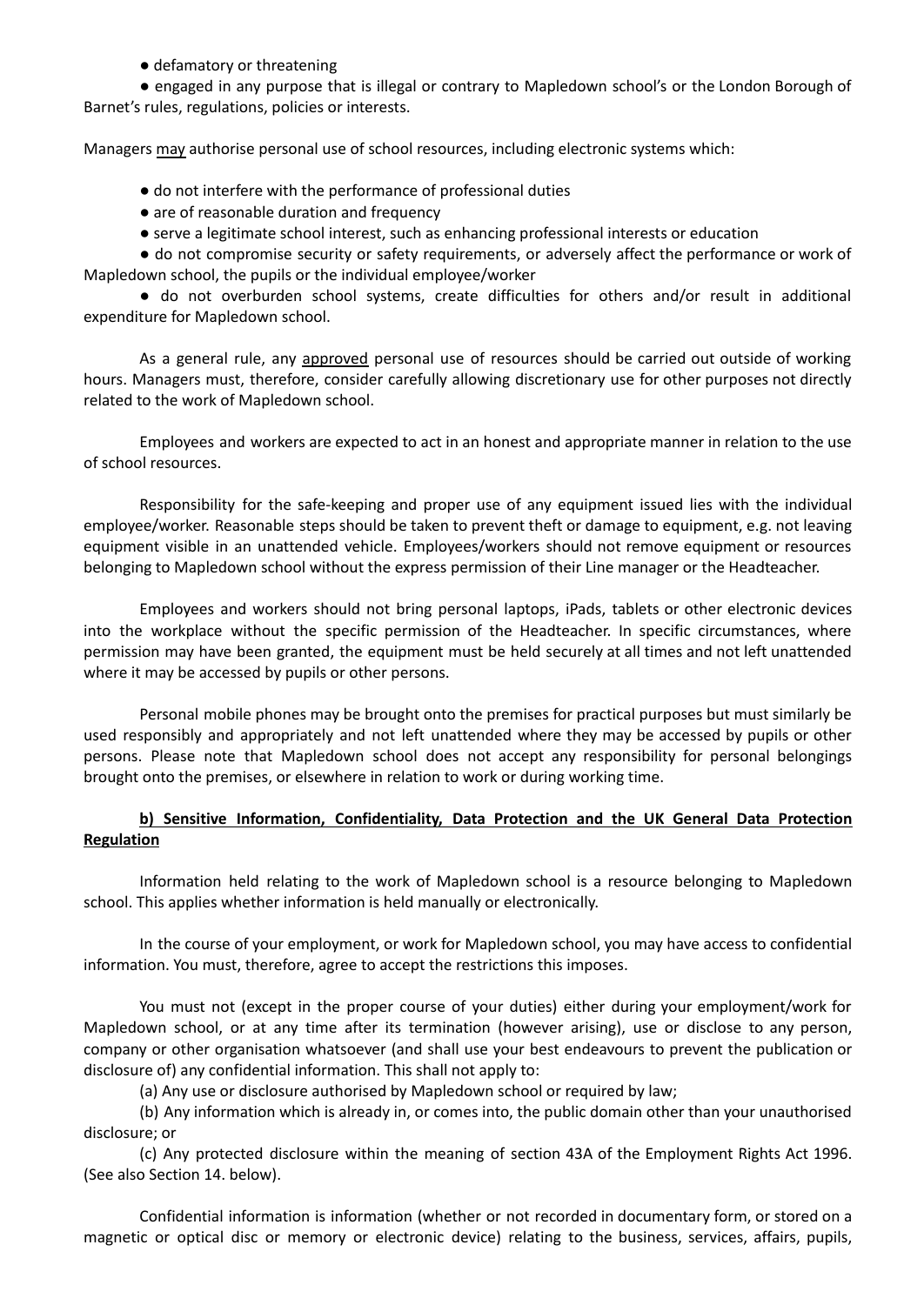- defamatory or threatening
- engaged in any purpose that is illegal or contrary to Mapledown school's or the London Borough of Barnet's rules, regulations, policies or interests.

Managers may authorise personal use of school resources, including electronic systems which:

- do not interfere with the performance of professional duties
- are of reasonable duration and frequency
- serve a legitimate school interest, such as enhancing professional interests or education
- do not compromise security or safety requirements, or adversely affect the performance or work of Mapledown school, the pupils or the individual employee/worker
- do not overburden school systems, create difficulties for others and/or result in additional expenditure for Mapledown school.

As a general rule, any approved personal use of resources should be carried out outside of working hours. Managers must, therefore, consider carefully allowing discretionary use for other purposes not directly related to the work of Mapledown school.

Employees and workers are expected to act in an honest and appropriate manner in relation to the use of school resources.

Responsibility for the safe-keeping and proper use of any equipment issued lies with the individual employee/worker. Reasonable steps should be taken to prevent theft or damage to equipment, e.g. not leaving equipment visible in an unattended vehicle. Employees/workers should not remove equipment or resources belonging to Mapledown school without the express permission of their Line manager or the Headteacher.

Employees and workers should not bring personal laptops, iPads, tablets or other electronic devices into the workplace without the specific permission of the Headteacher. In specific circumstances, where permission may have been granted, the equipment must be held securely at all times and not left unattended where it may be accessed by pupils or other persons.

Personal mobile phones may be brought onto the premises for practical purposes but must similarly be used responsibly and appropriately and not left unattended where they may be accessed by pupils or other persons. Please note that Mapledown school does not accept any responsibility for personal belongings brought onto the premises, or elsewhere in relation to work or during working time.

**b) Sensitive Information, Confidentiality, Data Protection and the UK General Data Protection Regulation**

Information held relating to the work of Mapledown school is a resource belonging to Mapledown school. This applies whether information is held manually or electronically.

In the course of your employment, or work for Mapledown school, you may have access to confidential information. You must, therefore, agree to accept the restrictions this imposes.

You must not (except in the proper course of your duties) either during your employment/work for Mapledown school, or at any time after its termination (however arising), use or disclose to any person, company or other organisation whatsoever (and shall use your best endeavours to prevent the publication or disclosure of) any confidential information. This shall not apply to:

(a) Any use or disclosure authorised by Mapledown school or required by law;

(b) Any information which is already in, or comes into, the public domain other than your unauthorised disclosure; or

(c) Any protected disclosure within the meaning of section 43A of the Employment Rights Act 1996. (See also Section 14. below).

Confidential information is information (whether or not recorded in documentary form, or stored on a magnetic or optical disc or memory or electronic device) relating to the business, services, affairs, pupils,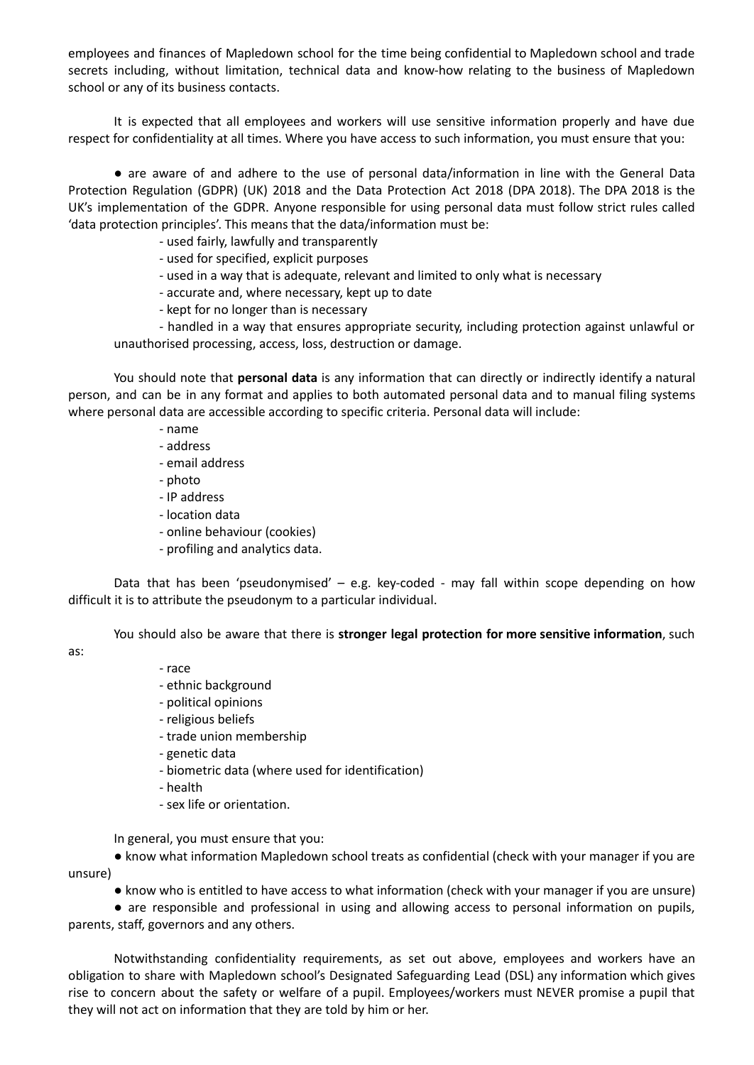employees and finances of Mapledown school for the time being confidential to Mapledown school and trade secrets including, without limitation, technical data and know-how relating to the business of Mapledown school or any of its business contacts.

It is expected that all employees and workers will use sensitive information properly and have due respect for confidentiality at all times. Where you have access to such information, you must ensure that you:

● are aware of and adhere to the use of personal data/information in line with the General Data Protection Regulation (GDPR) (UK) 2018 and the Data Protection Act 2018 (DPA 2018). The DPA 2018 is the UK's implementation of the GDPR. Anyone responsible for using personal data must follow strict rules called 'data protection principles'. This means that the data/information must be:

- used fairly, lawfully and transparently
- used for specified, explicit purposes
- used in a way that is adequate, relevant and limited to only what is necessary
- accurate and, where necessary, kept up to date
- kept for no longer than is necessary
- handled in a way that ensures appropriate security, including protection against unlawful or unauthorised processing, access, loss, destruction or damage.

You should note that **personal data** is any information that can directly or indirectly identify a natural person, and can be in any format and applies to both automated personal data and to manual filing systems where personal data are accessible according to specific criteria. Personal data will include:

- name
- address
- email address
- photo
- IP address
- location data
- online behaviour (cookies)
- profiling and analytics data.

Data that has been 'pseudonymised' – e.g. key-coded - may fall within scope depending on how difficult it is to attribute the pseudonym to a particular individual.

You should also be aware that there is **stronger legal protection for more sensitive information**, such as:

- race
- ethnic background
- political opinions
- religious beliefs
- trade union membership
- genetic data
- biometric data (where used for identification)
- health
- sex life or orientation.

In general, you must ensure that you:

● know what information Mapledown school treats as confidential (check with your manager if you are unsure)

● know who is entitled to have access to what information (check with your manager if you are unsure)

● are responsible and professional in using and allowing access to personal information on pupils, parents, staff, governors and any others.

Notwithstanding confidentiality requirements, as set out above, employees and workers have an obligation to share with Mapledown school's Designated Safeguarding Lead (DSL) any information which gives rise to concern about the safety or welfare of a pupil. Employees/workers must NEVER promise a pupil that they will not act on information that they are told by him or her.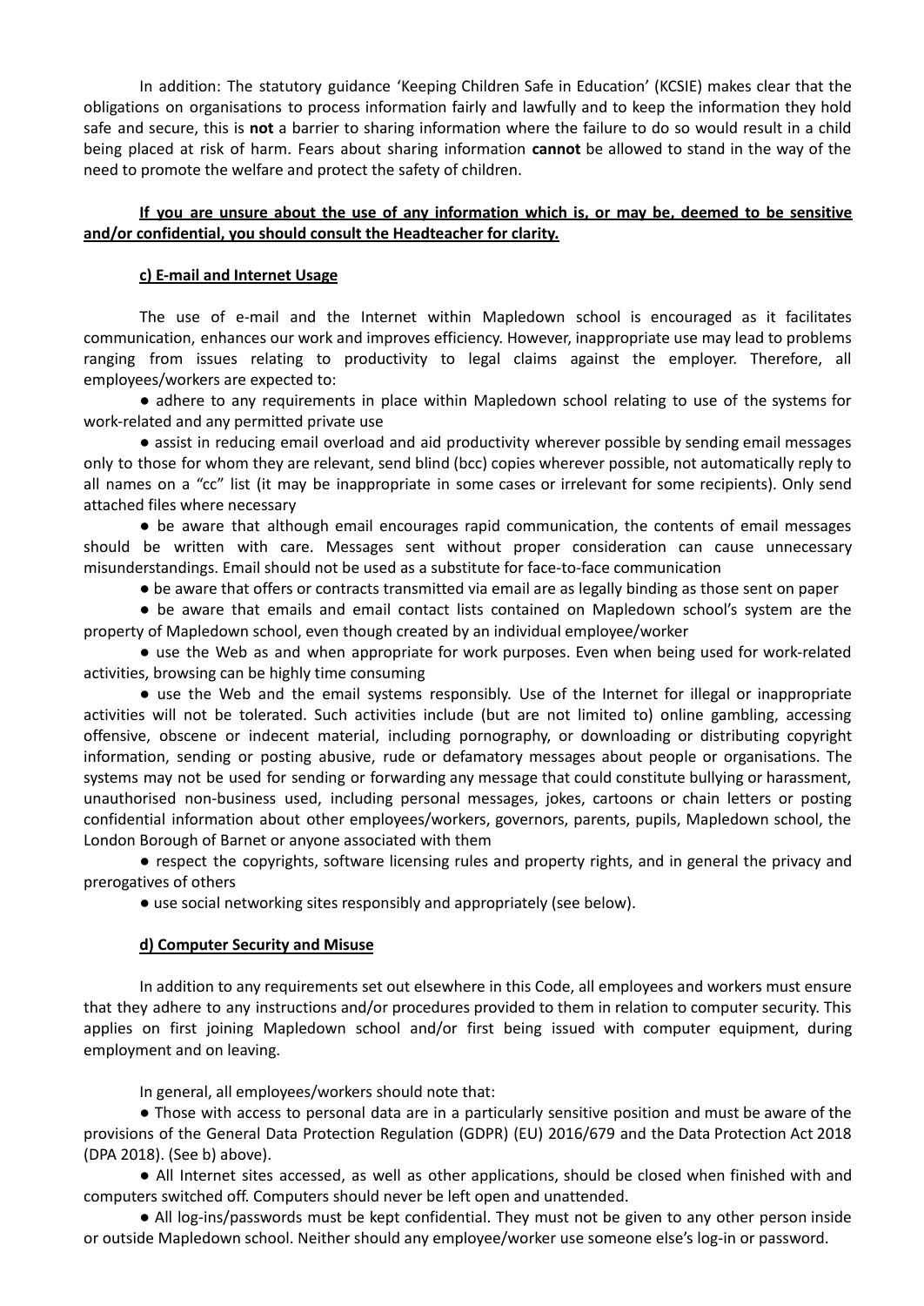In addition: The statutory guidance 'Keeping Children Safe in Education' (KCSIE) makes clear that the obligations on organisations to process information fairly and lawfully and to keep the information they hold safe and secure, this is **not** a barrier to sharing information where the failure to do so would result in a child being placed at risk of harm. Fears about sharing information **cannot** be allowed to stand in the way of the need to promote the welfare and protect the safety of children.

**If you are unsure about the use of any information which is, or may be, deemed to be sensitive and/or confidential, you should consult the Headteacher for clarity.**

**c) E-mail and Internet Usage**

The use of e-mail and the Internet within Mapledown school is encouraged as it facilitates communication, enhances our work and improves efficiency. However, inappropriate use may lead to problems ranging from issues relating to productivity to legal claims against the employer. Therefore, all employees/workers are expected to:

- adhere to any requirements in place within Mapledown school relating to use of the systems for work-related and any permitted private use
- assist in reducing email overload and aid productivity wherever possible by sending email messages only to those for whom they are relevant, send blind (bcc) copies wherever possible, not automatically reply to all names on a "cc" list (it may be inappropriate in some cases or irrelevant for some recipients). Only send attached files where necessary
- be aware that although email encourages rapid communication, the contents of email messages should be written with care. Messages sent without proper consideration can cause unnecessary misunderstandings. Email should not be used as a substitute for face-to-face communication
- be aware that offers or contracts transmitted via email are as legally binding as those sent on paper
- be aware that emails and email contact lists contained on Mapledown school's system are the property of Mapledown school, even though created by an individual employee/worker
- use the Web as and when appropriate for work purposes. Even when being used for work-related activities, browsing can be highly time consuming
- use the Web and the email systems responsibly. Use of the Internet for illegal or inappropriate activities will not be tolerated. Such activities include (but are not limited to) online gambling, accessing offensive, obscene or indecent material, including pornography, or downloading or distributing copyright information, sending or posting abusive, rude or defamatory messages about people or organisations. The systems may not be used for sending or forwarding any message that could constitute bullying or harassment, unauthorised non-business used, including personal messages, jokes, cartoons or chain letters or posting confidential information about other employees/workers, governors, parents, pupils, Mapledown school, the London Borough of Barnet or anyone associated with them
- respect the copyrights, software licensing rules and property rights, and in general the privacy and prerogatives of others
- use social networking sites responsibly and appropriately (see below).

**d) Computer Security and Misuse**

In addition to any requirements set out elsewhere in this Code, all employees and workers must ensure that they adhere to any instructions and/or procedures provided to them in relation to computer security. This applies on first joining Mapledown school and/or first being issued with computer equipment, during employment and on leaving.

In general, all employees/workers should note that:

- Those with access to personal data are in a particularly sensitive position and must be aware of the provisions of the General Data Protection Regulation (GDPR) (EU) 2016/679 and the Data Protection Act 2018 (DPA 2018). (See b) above).
- All Internet sites accessed, as well as other applications, should be closed when finished with and computers switched off. Computers should never be left open and unattended.
- All log-ins/passwords must be kept confidential. They must not be given to any other person inside or outside Mapledown school. Neither should any employee/worker use someone else's log-in or password.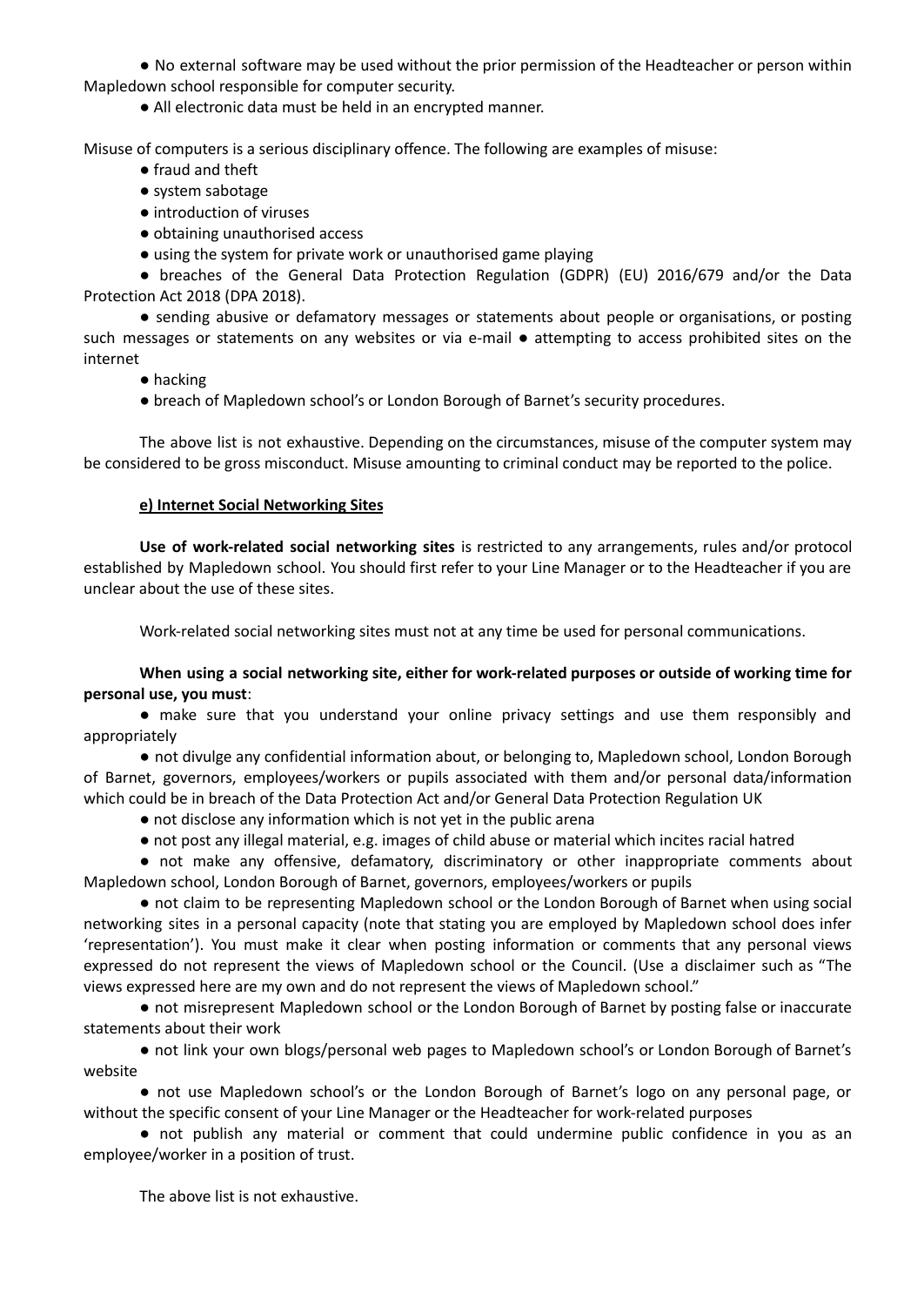- No external software may be used without the prior permission of the Headteacher or person within Mapledown school responsible for computer security.
- All electronic data must be held in an encrypted manner.

Misuse of computers is a serious disciplinary offence. The following are examples of misuse:

- fraud and theft
- system sabotage
- introduction of viruses
- obtaining unauthorised access
- using the system for private work or unauthorised game playing
- breaches of the General Data Protection Regulation (GDPR) (EU) 2016/679 and/or the Data Protection Act 2018 (DPA 2018).
- sending abusive or defamatory messages or statements about people or organisations, or posting such messages or statements on any websites or via e-mail ● attempting to access prohibited sites on the internet
- hacking
- breach of Mapledown school's or London Borough of Barnet's security procedures.

The above list is not exhaustive. Depending on the circumstances, misuse of the computer system may be considered to be gross misconduct. Misuse amounting to criminal conduct may be reported to the police.

**e) Internet Social Networking Sites**

**Use of work-related social networking sites** is restricted to any arrangements, rules and/or protocol established by Mapledown school. You should first refer to your Line Manager or to the Headteacher if you are unclear about the use of these sites.

Work-related social networking sites must not at any time be used for personal communications.

**When using a social networking site, either for work-related purposes or outside of working time for personal use, you must**:

- make sure that you understand your online privacy settings and use them responsibly and appropriately
- not divulge any confidential information about, or belonging to, Mapledown school, London Borough of Barnet, governors, employees/workers or pupils associated with them and/or personal data/information which could be in breach of the Data Protection Act and/or General Data Protection Regulation UK
- not disclose any information which is not yet in the public arena
- not post any illegal material, e.g. images of child abuse or material which incites racial hatred
- not make any offensive, defamatory, discriminatory or other inappropriate comments about Mapledown school, London Borough of Barnet, governors, employees/workers or pupils
- not claim to be representing Mapledown school or the London Borough of Barnet when using social networking sites in a personal capacity (note that stating you are employed by Mapledown school does infer 'representation'). You must make it clear when posting information or comments that any personal views expressed do not represent the views of Mapledown school or the Council. (Use a disclaimer such as "The views expressed here are my own and do not represent the views of Mapledown school."
- not misrepresent Mapledown school or the London Borough of Barnet by posting false or inaccurate statements about their work
- not link your own blogs/personal web pages to Mapledown school's or London Borough of Barnet's website
- not use Mapledown school's or the London Borough of Barnet's logo on any personal page, or without the specific consent of your Line Manager or the Headteacher for work-related purposes
- not publish any material or comment that could undermine public confidence in you as an employee/worker in a position of trust.

The above list is not exhaustive.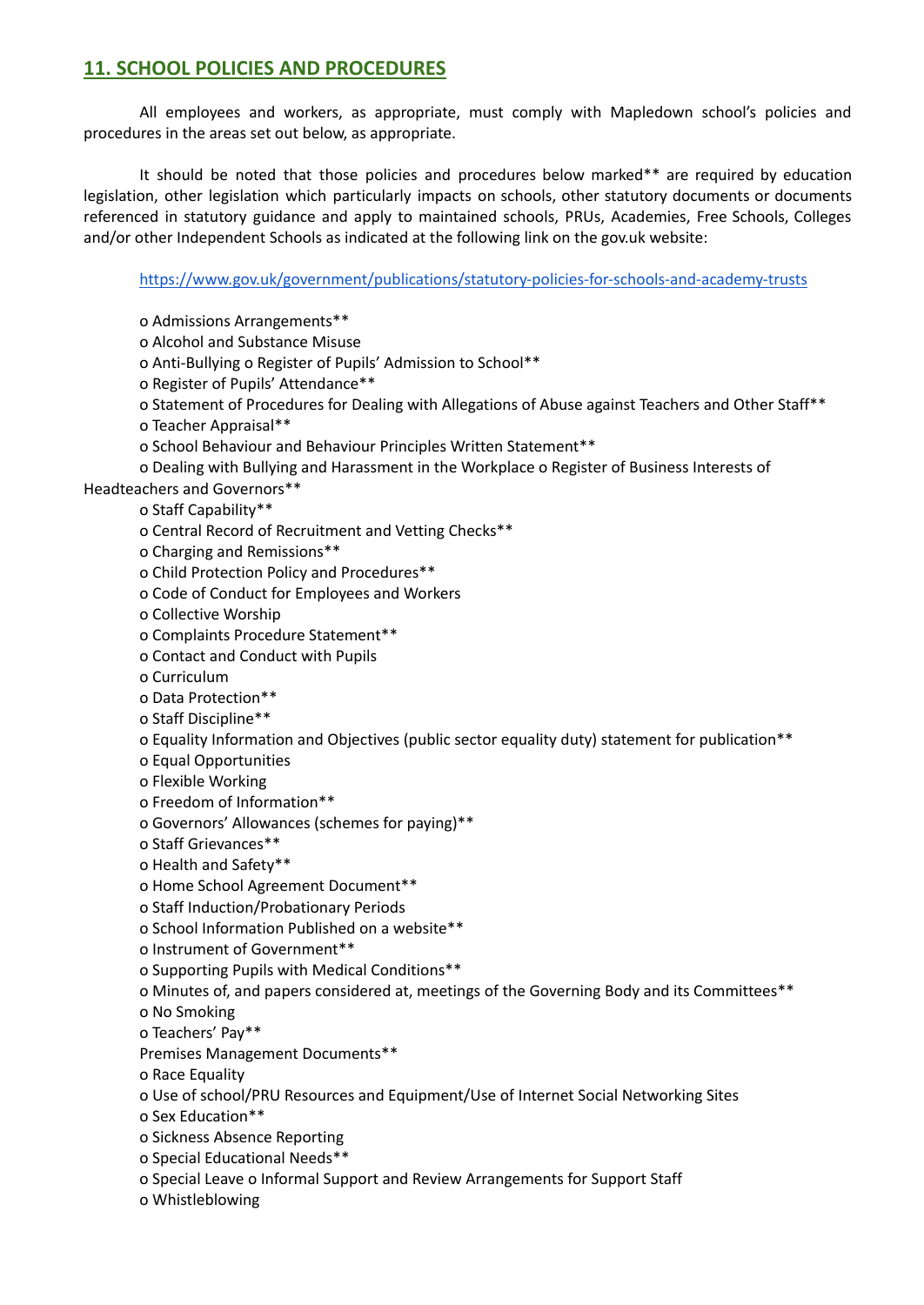## 11. SCHOOL POLICIES AND PROCEDURES

All employees and workers, as appropriate, must comply with Mapledown school's policies and procedures in the areas set out below, as appropriate.

It should be noted that those policies and procedures below marked** are required by education legislation, other legislation which particularly impacts on schools, other statutory documents or documents referenced in statutory guidance and apply to maintained schools, PRUs, Academies, Free Schools, Colleges and/or other Independent Schools as indicated at the following link on the gov.uk website:

https://www.gov.uk/government/publications/statutory-policies-for-schools-and-academy-trusts

o Admissions Arrangements**
o Alcohol and Substance Misuse
o Anti-Bullying o Register of Pupils' Admission to School**
o Register of Pupils' Attendance**
o Statement of Procedures for Dealing with Allegations of Abuse against Teachers and Other Staff**
o Teacher Appraisal**
o School Behaviour and Behaviour Principles Written Statement**
o Dealing with Bullying and Harassment in the Workplace o Register of Business Interests of Headteachers and Governors**
o Staff Capability**
o Central Record of Recruitment and Vetting Checks**
o Charging and Remissions**
o Child Protection Policy and Procedures**
o Code of Conduct for Employees and Workers
o Collective Worship
o Complaints Procedure Statement**
o Contact and Conduct with Pupils
o Curriculum
o Data Protection**
o Staff Discipline**
o Equality Information and Objectives (public sector equality duty) statement for publication**
o Equal Opportunities
o Flexible Working
o Freedom of Information**
o Governors' Allowances (schemes for paying)**
o Staff Grievances**
o Health and Safety**
o Home School Agreement Document**
o Staff Induction/Probationary Periods
o School Information Published on a website**
o Instrument of Government**
o Supporting Pupils with Medical Conditions**
o Minutes of, and papers considered at, meetings of the Governing Body and its Committees**
o No Smoking
o Teachers' Pay**
Premises Management Documents**
o Race Equality
o Use of school/PRU Resources and Equipment/Use of Internet Social Networking Sites
o Sex Education**
o Sickness Absence Reporting
o Special Educational Needs**
o Special Leave o Informal Support and Review Arrangements for Support Staff
o Whistleblowing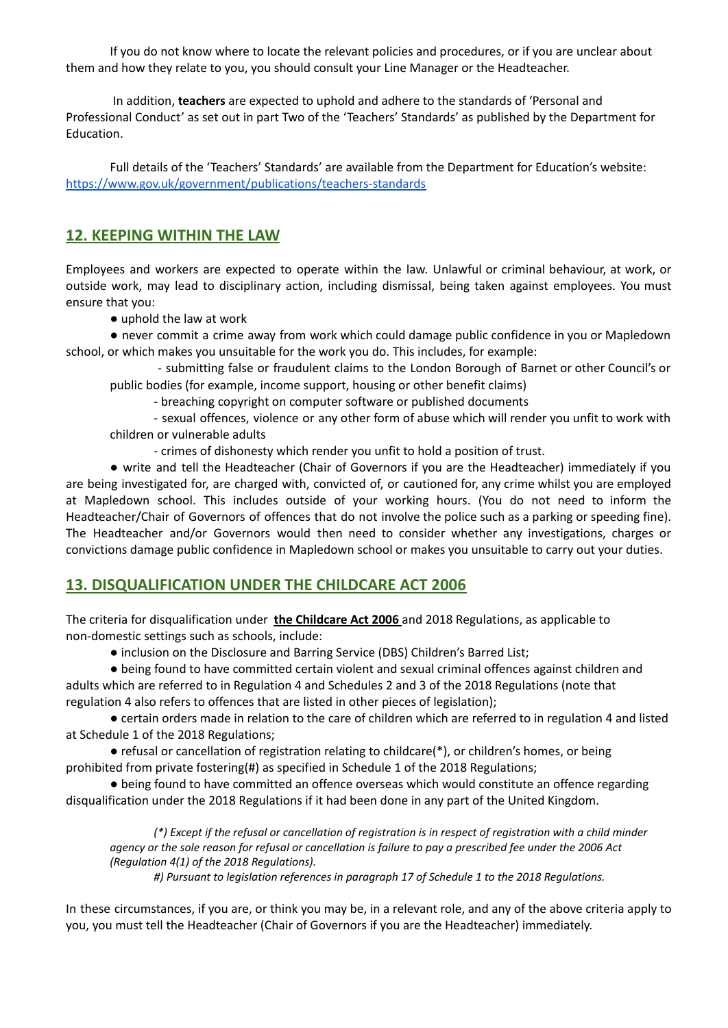If you do not know where to locate the relevant policies and procedures, or if you are unclear about them and how they relate to you, you should consult your Line Manager or the Headteacher.

In addition, **teachers** are expected to uphold and adhere to the standards of 'Personal and Professional Conduct' as set out in part Two of the 'Teachers' Standards' as published by the Department for Education.

Full details of the 'Teachers' Standards' are available from the Department for Education's website: [https://www.gov.uk/government/publications/teachers-standards](https://www.gov.uk/government/publications/teachers-standards)

## 12. KEEPING WITHIN THE LAW

Employees and workers are expected to operate within the law. Unlawful or criminal behaviour, at work, or outside work, may lead to disciplinary action, including dismissal, being taken against employees. You must ensure that you:

- uphold the law at work
- never commit a crime away from work which could damage public confidence in you or Mapledown school, or which makes you unsuitable for the work you do. This includes, for example:
  - submitting false or fraudulent claims to the London Borough of Barnet or other Council's or public bodies (for example, income support, housing or other benefit claims)
  - breaching copyright on computer software or published documents
  - sexual offences, violence or any other form of abuse which will render you unfit to work with children or vulnerable adults
  - crimes of dishonesty which render you unfit to hold a position of trust.
- write and tell the Headteacher (Chair of Governors if you are the Headteacher) immediately if you are being investigated for, are charged with, convicted of, or cautioned for, any crime whilst you are employed at Mapledown school. This includes outside of your working hours. (You do not need to inform the Headteacher/Chair of Governors of offences that do not involve the police such as a parking or speeding fine). The Headteacher and/or Governors would then need to consider whether any investigations, charges or convictions damage public confidence in Mapledown school or makes you unsuitable to carry out your duties.

## 13. DISQUALIFICATION UNDER THE CHILDCARE ACT 2006

The criteria for disqualification under **the Childcare Act 2006** and 2018 Regulations, as applicable to non-domestic settings such as schools, include:

- inclusion on the Disclosure and Barring Service (DBS) Children's Barred List;
- being found to have committed certain violent and sexual criminal offences against children and adults which are referred to in Regulation 4 and Schedules 2 and 3 of the 2018 Regulations (note that regulation 4 also refers to offences that are listed in other pieces of legislation);
- certain orders made in relation to the care of children which are referred to in regulation 4 and listed at Schedule 1 of the 2018 Regulations;
- refusal or cancellation of registration relating to childcare(*), or children's homes, or being prohibited from private fostering(#) as specified in Schedule 1 of the 2018 Regulations;
- being found to have committed an offence overseas which would constitute an offence regarding disqualification under the 2018 Regulations if it had been done in any part of the United Kingdom.

*(*) Except if the refusal or cancellation of registration is in respect of registration with a child minder agency or the sole reason for refusal or cancellation is failure to pay a prescribed fee under the 2006 Act (Regulation 4(1) of the 2018 Regulations).*

*#) Pursuant to legislation references in paragraph 17 of Schedule 1 to the 2018 Regulations.*

In these circumstances, if you are, or think you may be, in a relevant role, and any of the above criteria apply to you, you must tell the Headteacher (Chair of Governors if you are the Headteacher) immediately.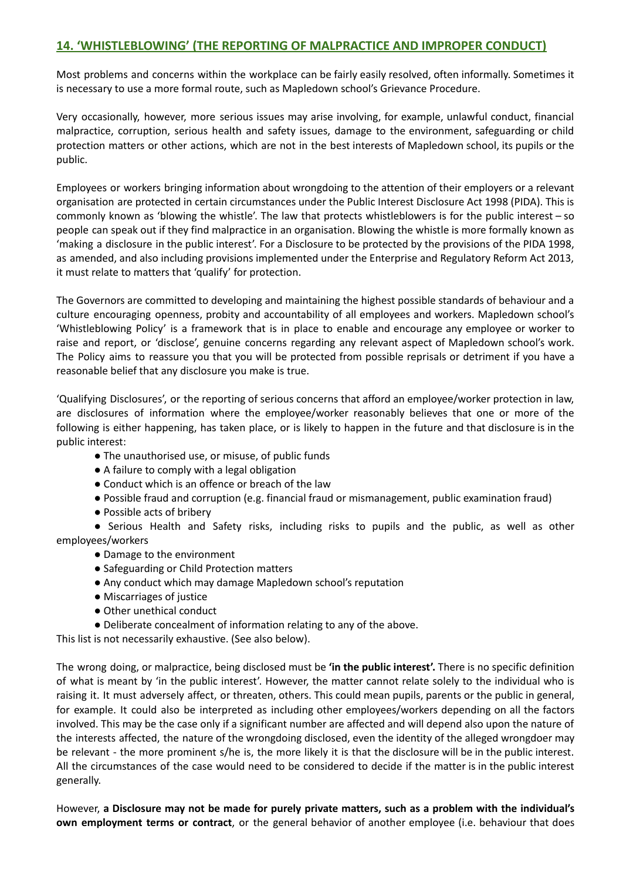## 14. 'WHISTLEBLOWING' (THE REPORTING OF MALPRACTICE AND IMPROPER CONDUCT)

Most problems and concerns within the workplace can be fairly easily resolved, often informally. Sometimes it is necessary to use a more formal route, such as Mapledown school's Grievance Procedure.

Very occasionally, however, more serious issues may arise involving, for example, unlawful conduct, financial malpractice, corruption, serious health and safety issues, damage to the environment, safeguarding or child protection matters or other actions, which are not in the best interests of Mapledown school, its pupils or the public.

Employees or workers bringing information about wrongdoing to the attention of their employers or a relevant organisation are protected in certain circumstances under the Public Interest Disclosure Act 1998 (PIDA). This is commonly known as 'blowing the whistle'. The law that protects whistleblowers is for the public interest – so people can speak out if they find malpractice in an organisation. Blowing the whistle is more formally known as 'making a disclosure in the public interest'. For a Disclosure to be protected by the provisions of the PIDA 1998, as amended, and also including provisions implemented under the Enterprise and Regulatory Reform Act 2013, it must relate to matters that 'qualify' for protection.

The Governors are committed to developing and maintaining the highest possible standards of behaviour and a culture encouraging openness, probity and accountability of all employees and workers. Mapledown school's 'Whistleblowing Policy' is a framework that is in place to enable and encourage any employee or worker to raise and report, or 'disclose', genuine concerns regarding any relevant aspect of Mapledown school's work. The Policy aims to reassure you that you will be protected from possible reprisals or detriment if you have a reasonable belief that any disclosure you make is true.

'Qualifying Disclosures', or the reporting of serious concerns that afford an employee/worker protection in law, are disclosures of information where the employee/worker reasonably believes that one or more of the following is either happening, has taken place, or is likely to happen in the future and that disclosure is in the public interest:

- The unauthorised use, or misuse, of public funds
- A failure to comply with a legal obligation
- Conduct which is an offence or breach of the law
- Possible fraud and corruption (e.g. financial fraud or mismanagement, public examination fraud)
- Possible acts of bribery
- Serious Health and Safety risks, including risks to pupils and the public, as well as other employees/workers
- Damage to the environment
- Safeguarding or Child Protection matters
- Any conduct which may damage Mapledown school's reputation
- Miscarriages of justice
- Other unethical conduct
- Deliberate concealment of information relating to any of the above.

This list is not necessarily exhaustive. (See also below).

The wrong doing, or malpractice, being disclosed must be **'in the public interest'.** There is no specific definition of what is meant by 'in the public interest'. However, the matter cannot relate solely to the individual who is raising it. It must adversely affect, or threaten, others. This could mean pupils, parents or the public in general, for example. It could also be interpreted as including other employees/workers depending on all the factors involved. This may be the case only if a significant number are affected and will depend also upon the nature of the interests affected, the nature of the wrongdoing disclosed, even the identity of the alleged wrongdoer may be relevant - the more prominent s/he is, the more likely it is that the disclosure will be in the public interest. All the circumstances of the case would need to be considered to decide if the matter is in the public interest generally.

However, **a Disclosure may not be made for purely private matters, such as a problem with the individual's own employment terms or contract**, or the general behavior of another employee (i.e. behaviour that does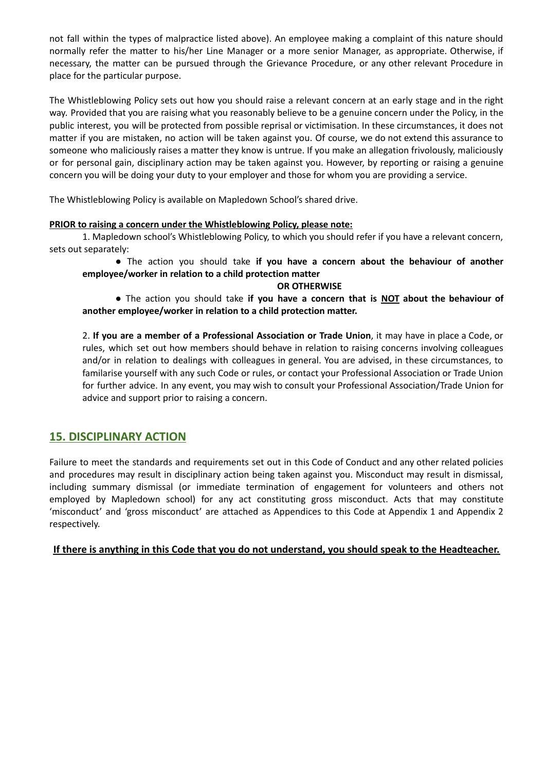not fall within the types of malpractice listed above). An employee making a complaint of this nature should normally refer the matter to his/her Line Manager or a more senior Manager, as appropriate. Otherwise, if necessary, the matter can be pursued through the Grievance Procedure, or any other relevant Procedure in place for the particular purpose.

The Whistleblowing Policy sets out how you should raise a relevant concern at an early stage and in the right way. Provided that you are raising what you reasonably believe to be a genuine concern under the Policy, in the public interest, you will be protected from possible reprisal or victimisation. In these circumstances, it does not matter if you are mistaken, no action will be taken against you. Of course, we do not extend this assurance to someone who maliciously raises a matter they know is untrue. If you make an allegation frivolously, maliciously or for personal gain, disciplinary action may be taken against you. However, by reporting or raising a genuine concern you will be doing your duty to your employer and those for whom you are providing a service.

The Whistleblowing Policy is available on Mapledown School's shared drive.

**PRIOR to raising a concern under the Whistleblowing Policy, please note:**

1. Mapledown school's Whistleblowing Policy, to which you should refer if you have a relevant concern, sets out separately:

   - The action you should take **if you have a concern about the behaviour of another employee/worker in relation to a child protection matter**

     **OR OTHERWISE**

   - The action you should take **if you have a concern that is NOT about the behaviour of another employee/worker in relation to a child protection matter.**

2. **If you are a member of a Professional Association or Trade Union**, it may have in place a Code, or rules, which set out how members should behave in relation to raising concerns involving colleagues and/or in relation to dealings with colleagues in general. You are advised, in these circumstances, to familarise yourself with any such Code or rules, or contact your Professional Association or Trade Union for further advice. In any event, you may wish to consult your Professional Association/Trade Union for advice and support prior to raising a concern.

## 15. DISCIPLINARY ACTION

Failure to meet the standards and requirements set out in this Code of Conduct and any other related policies and procedures may result in disciplinary action being taken against you. Misconduct may result in dismissal, including summary dismissal (or immediate termination of engagement for volunteers and others not employed by Mapledown school) for any act constituting gross misconduct. Acts that may constitute 'misconduct' and 'gross misconduct' are attached as Appendices to this Code at Appendix 1 and Appendix 2 respectively.

**If there is anything in this Code that you do not understand, you should speak to the Headteacher.**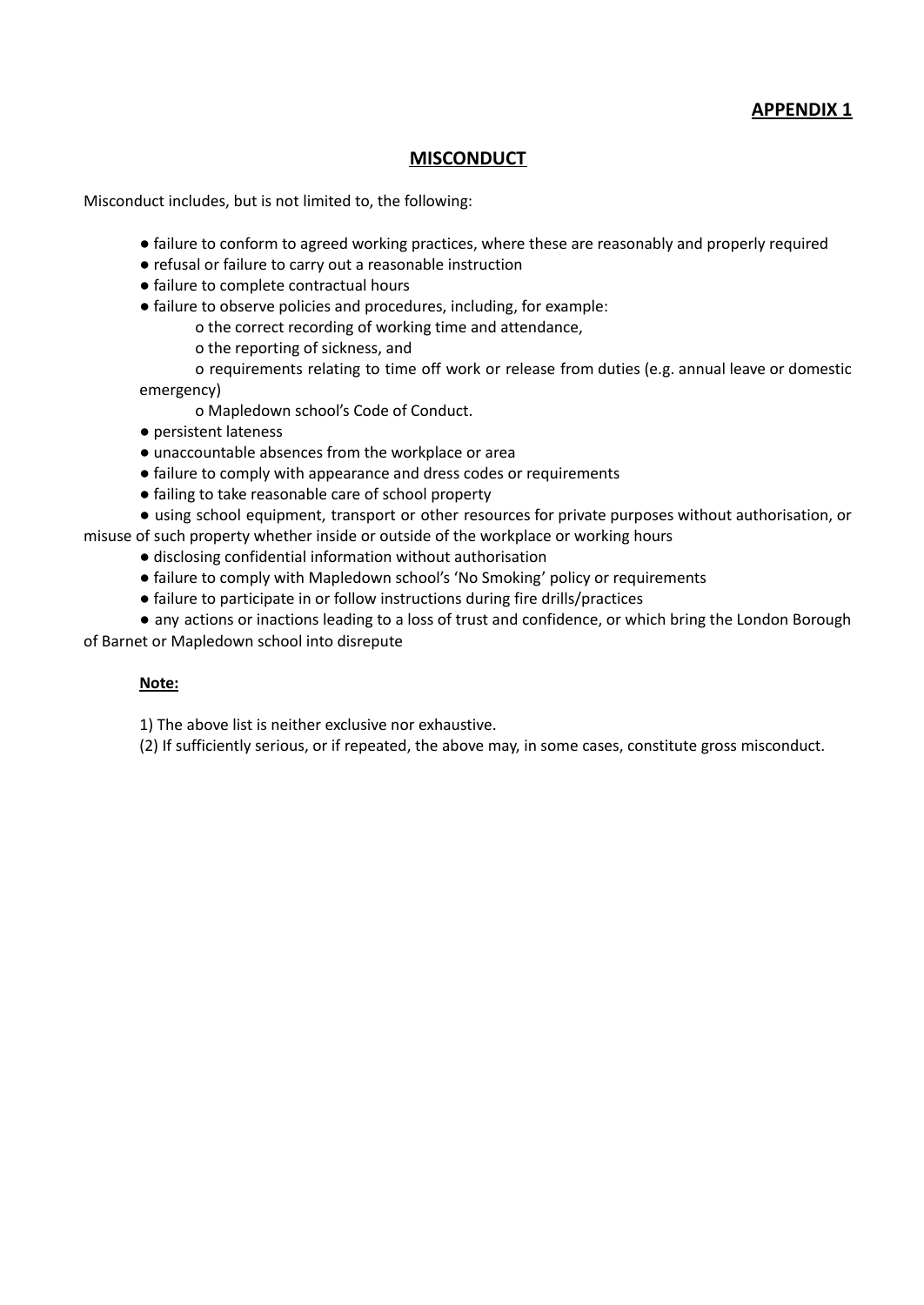**APPENDIX 1**

## MISCONDUCT

Misconduct includes, but is not limited to, the following:

- failure to conform to agreed working practices, where these are reasonably and properly required
- refusal or failure to carry out a reasonable instruction
- failure to complete contractual hours
- failure to observe policies and procedures, including, for example:
    - the correct recording of working time and attendance,
    - the reporting of sickness, and
    - requirements relating to time off work or release from duties (e.g. annual leave or domestic emergency)
    - Mapledown school's Code of Conduct.
- persistent lateness
- unaccountable absences from the workplace or area
- failure to comply with appearance and dress codes or requirements
- failing to take reasonable care of school property
- using school equipment, transport or other resources for private purposes without authorisation, or misuse of such property whether inside or outside of the workplace or working hours
- disclosing confidential information without authorisation
- failure to comply with Mapledown school's 'No Smoking' policy or requirements
- failure to participate in or follow instructions during fire drills/practices
- any actions or inactions leading to a loss of trust and confidence, or which bring the London Borough of Barnet or Mapledown school into disrepute

**Note:**

1) The above list is neither exclusive nor exhaustive.

(2) If sufficiently serious, or if repeated, the above may, in some cases, constitute gross misconduct.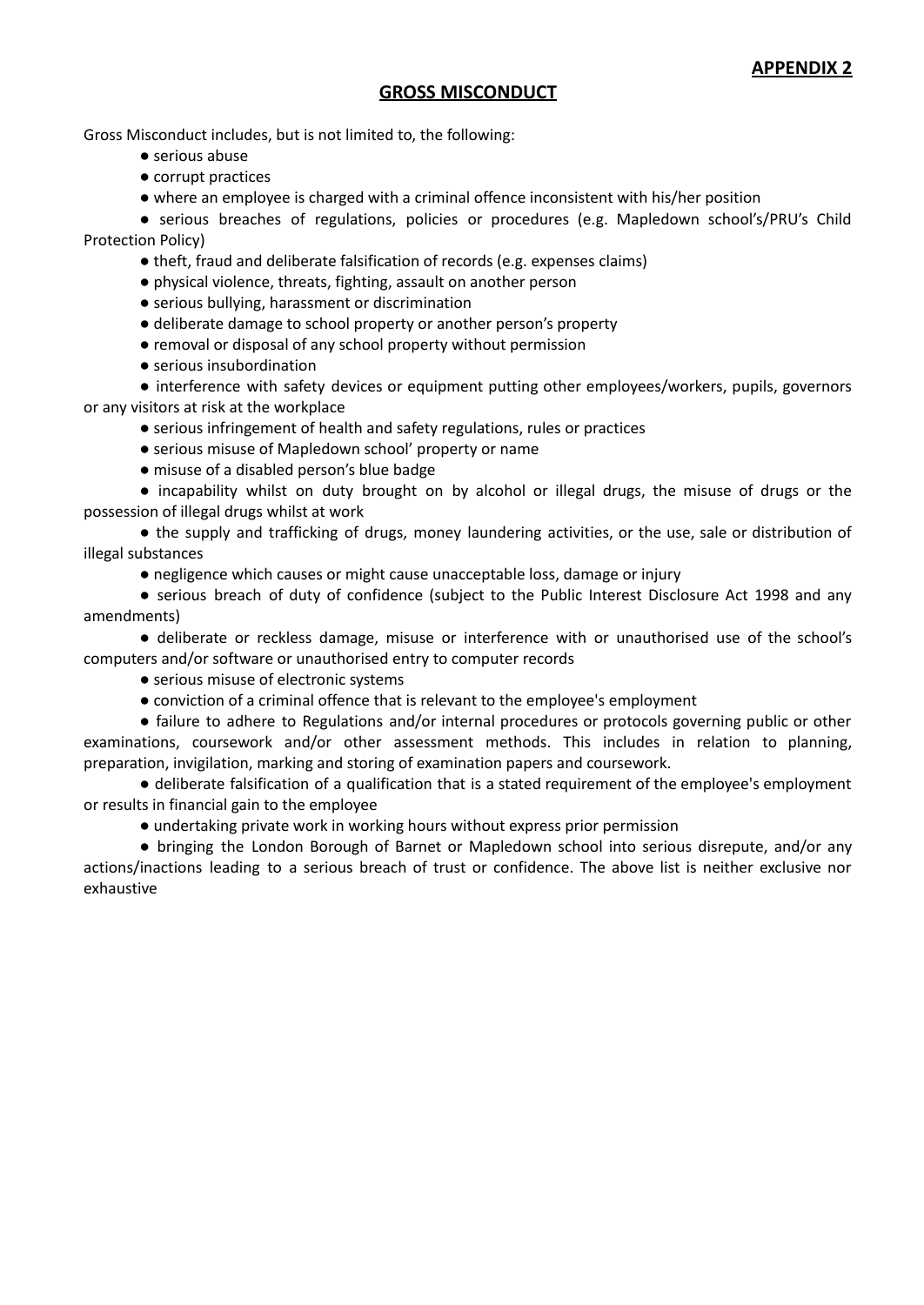**APPENDIX 2**

## GROSS MISCONDUCT

Gross Misconduct includes, but is not limited to, the following:

- serious abuse
- corrupt practices
- where an employee is charged with a criminal offence inconsistent with his/her position
- serious breaches of regulations, policies or procedures (e.g. Mapledown school's/PRU's Child Protection Policy)
- theft, fraud and deliberate falsification of records (e.g. expenses claims)
- physical violence, threats, fighting, assault on another person
- serious bullying, harassment or discrimination
- deliberate damage to school property or another person's property
- removal or disposal of any school property without permission
- serious insubordination
- interference with safety devices or equipment putting other employees/workers, pupils, governors or any visitors at risk at the workplace
- serious infringement of health and safety regulations, rules or practices
- serious misuse of Mapledown school' property or name
- misuse of a disabled person's blue badge
- incapability whilst on duty brought on by alcohol or illegal drugs, the misuse of drugs or the possession of illegal drugs whilst at work
- the supply and trafficking of drugs, money laundering activities, or the use, sale or distribution of illegal substances
- negligence which causes or might cause unacceptable loss, damage or injury
- serious breach of duty of confidence (subject to the Public Interest Disclosure Act 1998 and any amendments)
- deliberate or reckless damage, misuse or interference with or unauthorised use of the school's computers and/or software or unauthorised entry to computer records
- serious misuse of electronic systems
- conviction of a criminal offence that is relevant to the employee's employment
- failure to adhere to Regulations and/or internal procedures or protocols governing public or other examinations, coursework and/or other assessment methods. This includes in relation to planning, preparation, invigilation, marking and storing of examination papers and coursework.
- deliberate falsification of a qualification that is a stated requirement of the employee's employment or results in financial gain to the employee
- undertaking private work in working hours without express prior permission
- bringing the London Borough of Barnet or Mapledown school into serious disrepute, and/or any actions/inactions leading to a serious breach of trust or confidence. The above list is neither exclusive nor exhaustive